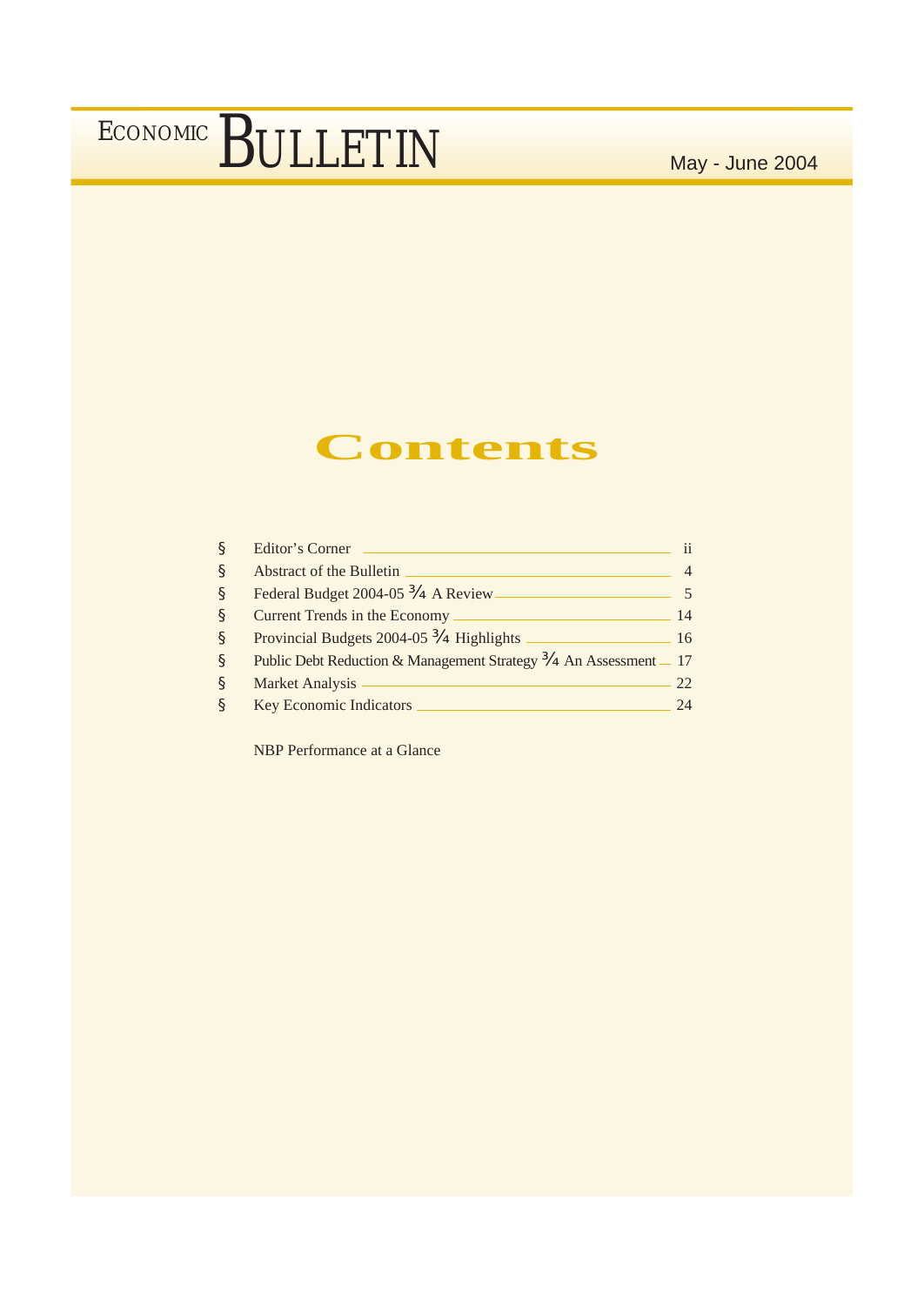# ECONOMIC BULLETIN

May - June 2004

## Contents

- Editor's Corner ........ ii
- Abstract of the Bulletin ........ 4
- Federal Budget 2004-05 ¾ A Review ........ 5
- Current Trends in the Economy ........ 14
- Provincial Budgets 2004-05 ¾ Highlights ........ 16
- Public Debt Reduction & Management Strategy ¾ An Assessment ........ 17
- Market Analysis ........ 22
- Key Economic Indicators ........ 24

NBP Performance at a Glance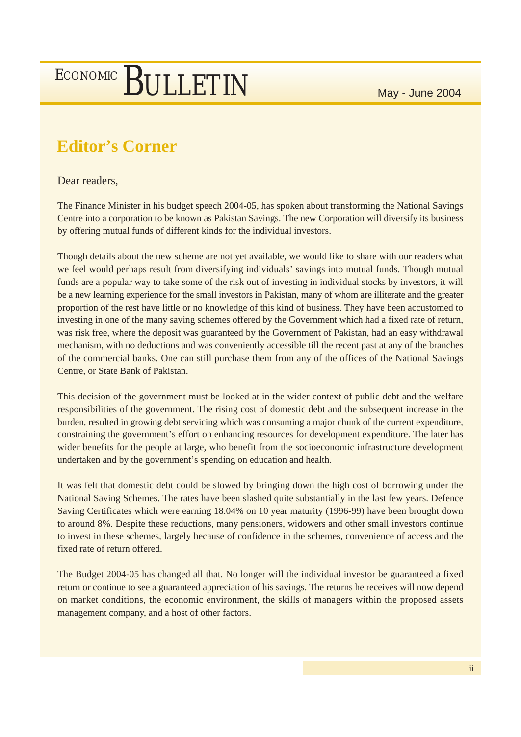## Editor's Corner

Dear readers,

The Finance Minister in his budget speech 2004-05, has spoken about transforming the National Savings Centre into a corporation to be known as Pakistan Savings. The new Corporation will diversify its business by offering mutual funds of different kinds for the individual investors.

Though details about the new scheme are not yet available, we would like to share with our readers what we feel would perhaps result from diversifying individuals' savings into mutual funds. Though mutual funds are a popular way to take some of the risk out of investing in individual stocks by investors, it will be a new learning experience for the small investors in Pakistan, many of whom are illiterate and the greater proportion of the rest have little or no knowledge of this kind of business. They have been accustomed to investing in one of the many saving schemes offered by the Government which had a fixed rate of return, was risk free, where the deposit was guaranteed by the Government of Pakistan, had an easy withdrawal mechanism, with no deductions and was conveniently accessible till the recent past at any of the branches of the commercial banks. One can still purchase them from any of the offices of the National Savings Centre, or State Bank of Pakistan.

This decision of the government must be looked at in the wider context of public debt and the welfare responsibilities of the government. The rising cost of domestic debt and the subsequent increase in the burden, resulted in growing debt servicing which was consuming a major chunk of the current expenditure, constraining the government's effort on enhancing resources for development expenditure. The later has wider benefits for the people at large, who benefit from the socioeconomic infrastructure development undertaken and by the government's spending on education and health.

It was felt that domestic debt could be slowed by bringing down the high cost of borrowing under the National Saving Schemes. The rates have been slashed quite substantially in the last few years. Defence Saving Certificates which were earning 18.04% on 10 year maturity (1996-99) have been brought down to around 8%. Despite these reductions, many pensioners, widowers and other small investors continue to invest in these schemes, largely because of confidence in the schemes, convenience of access and the fixed rate of return offered.

The Budget 2004-05 has changed all that. No longer will the individual investor be guaranteed a fixed return or continue to see a guaranteed appreciation of his savings. The returns he receives will now depend on market conditions, the economic environment, the skills of managers within the proposed assets management company, and a host of other factors.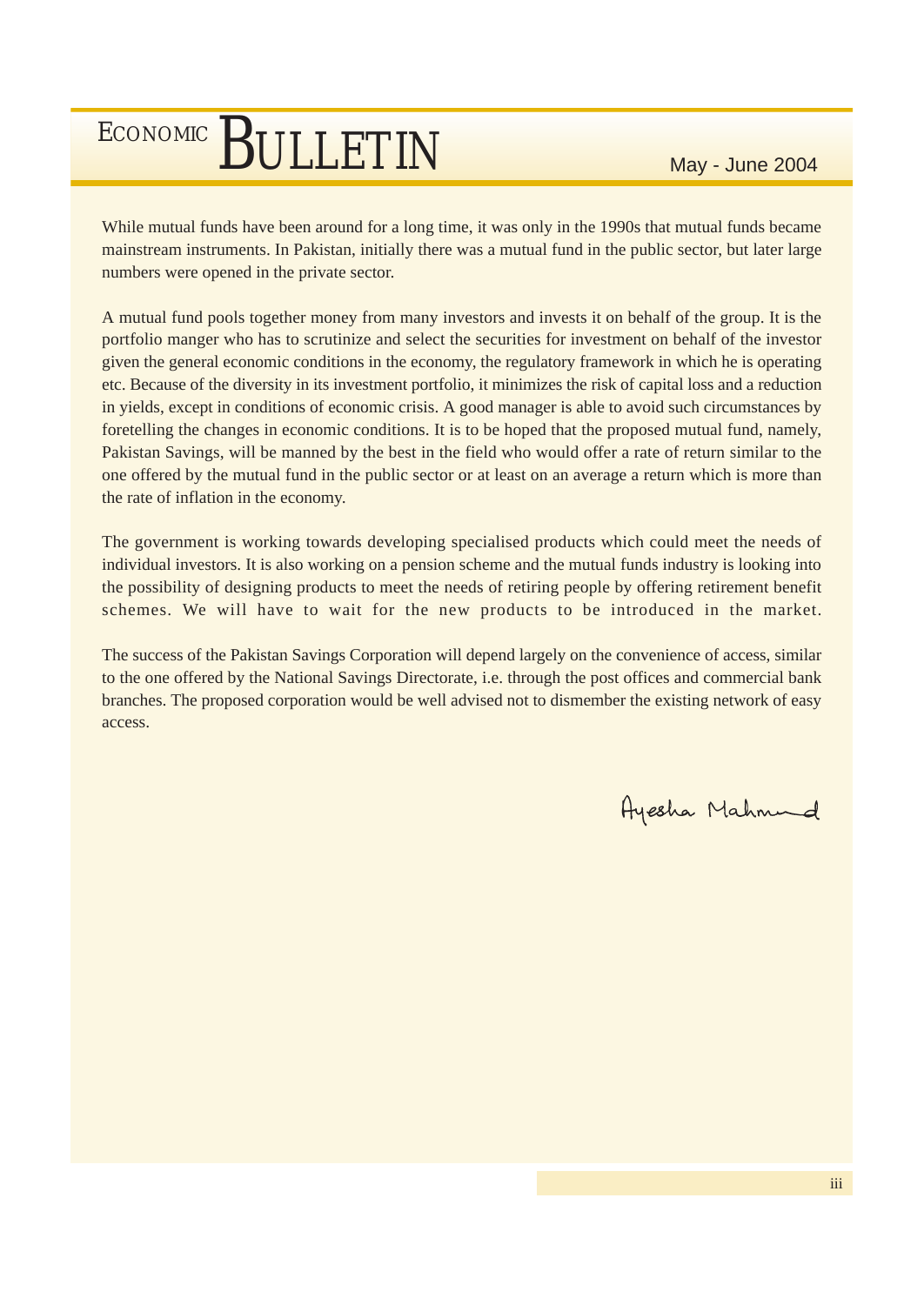While mutual funds have been around for a long time, it was only in the 1990s that mutual funds became mainstream instruments. In Pakistan, initially there was a mutual fund in the public sector, but later large numbers were opened in the private sector.

A mutual fund pools together money from many investors and invests it on behalf of the group. It is the portfolio manger who has to scrutinize and select the securities for investment on behalf of the investor given the general economic conditions in the economy, the regulatory framework in which he is operating etc. Because of the diversity in its investment portfolio, it minimizes the risk of capital loss and a reduction in yields, except in conditions of economic crisis. A good manager is able to avoid such circumstances by foretelling the changes in economic conditions. It is to be hoped that the proposed mutual fund, namely, Pakistan Savings, will be manned by the best in the field who would offer a rate of return similar to the one offered by the mutual fund in the public sector or at least on an average a return which is more than the rate of inflation in the economy.

The government is working towards developing specialised products which could meet the needs of individual investors. It is also working on a pension scheme and the mutual funds industry is looking into the possibility of designing products to meet the needs of retiring people by offering retirement benefit schemes. We will have to wait for the new products to be introduced in the market.

The success of the Pakistan Savings Corporation will depend largely on the convenience of access, similar to the one offered by the National Savings Directorate, i.e. through the post offices and commercial bank branches. The proposed corporation would be well advised not to dismember the existing network of easy access.

Ayesha Mahmud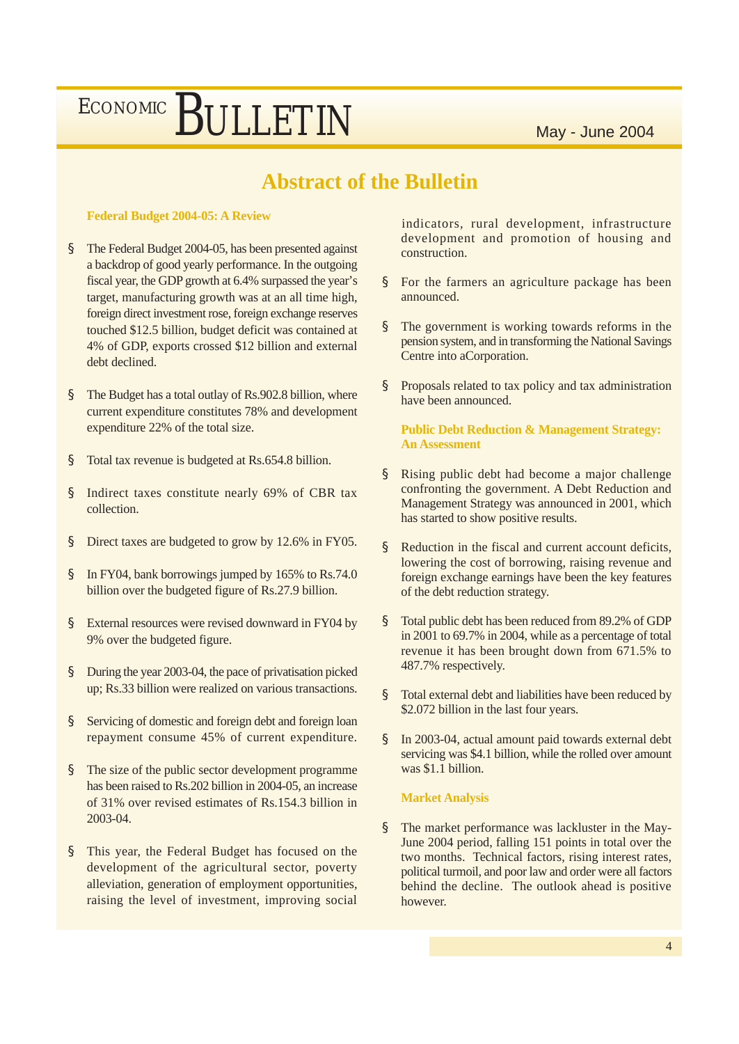# Abstract of the Bulletin

### Federal Budget 2004-05: A Review

- The Federal Budget 2004-05, has been presented against a backdrop of good yearly performance. In the outgoing fiscal year, the GDP growth at 6.4% surpassed the year's target, manufacturing growth was at an all time high, foreign direct investment rose, foreign exchange reserves touched $12.5 billion, budget deficit was contained at 4% of GDP, exports crossed $12 billion and external debt declined.
- The Budget has a total outlay of Rs.902.8 billion, where current expenditure constitutes 78% and development expenditure 22% of the total size.
- Total tax revenue is budgeted at Rs.654.8 billion.
- Indirect taxes constitute nearly 69% of CBR tax collection.
- Direct taxes are budgeted to grow by 12.6% in FY05.
- In FY04, bank borrowings jumped by 165% to Rs.74.0 billion over the budgeted figure of Rs.27.9 billion.
- External resources were revised downward in FY04 by 9% over the budgeted figure.
- During the year 2003-04, the pace of privatisation picked up; Rs.33 billion were realized on various transactions.
- Servicing of domestic and foreign debt and foreign loan repayment consume 45% of current expenditure.
- The size of the public sector development programme has been raised to Rs.202 billion in 2004-05, an increase of 31% over revised estimates of Rs.154.3 billion in 2003-04.
- This year, the Federal Budget has focused on the development of the agricultural sector, poverty alleviation, generation of employment opportunities, raising the level of investment, improving social indicators, rural development, infrastructure development and promotion of housing and construction.
- For the farmers an agriculture package has been announced.
- The government is working towards reforms in the pension system, and in transforming the National Savings Centre into aCorporation.
- Proposals related to tax policy and tax administration have been announced.

### Public Debt Reduction & Management Strategy: An Assessment

- Rising public debt had become a major challenge confronting the government. A Debt Reduction and Management Strategy was announced in 2001, which has started to show positive results.
- Reduction in the fiscal and current account deficits, lowering the cost of borrowing, raising revenue and foreign exchange earnings have been the key features of the debt reduction strategy.
- Total public debt has been reduced from 89.2% of GDP in 2001 to 69.7% in 2004, while as a percentage of total revenue it has been brought down from 671.5% to 487.7% respectively.
- Total external debt and liabilities have been reduced by $2.072 billion in the last four years.
- In 2003-04, actual amount paid towards external debt servicing was $4.1 billion, while the rolled over amount was $1.1 billion.

### Market Analysis

- The market performance was lackluster in the May-June 2004 period, falling 151 points in total over the two months. Technical factors, rising interest rates, political turmoil, and poor law and order were all factors behind the decline. The outlook ahead is positive however.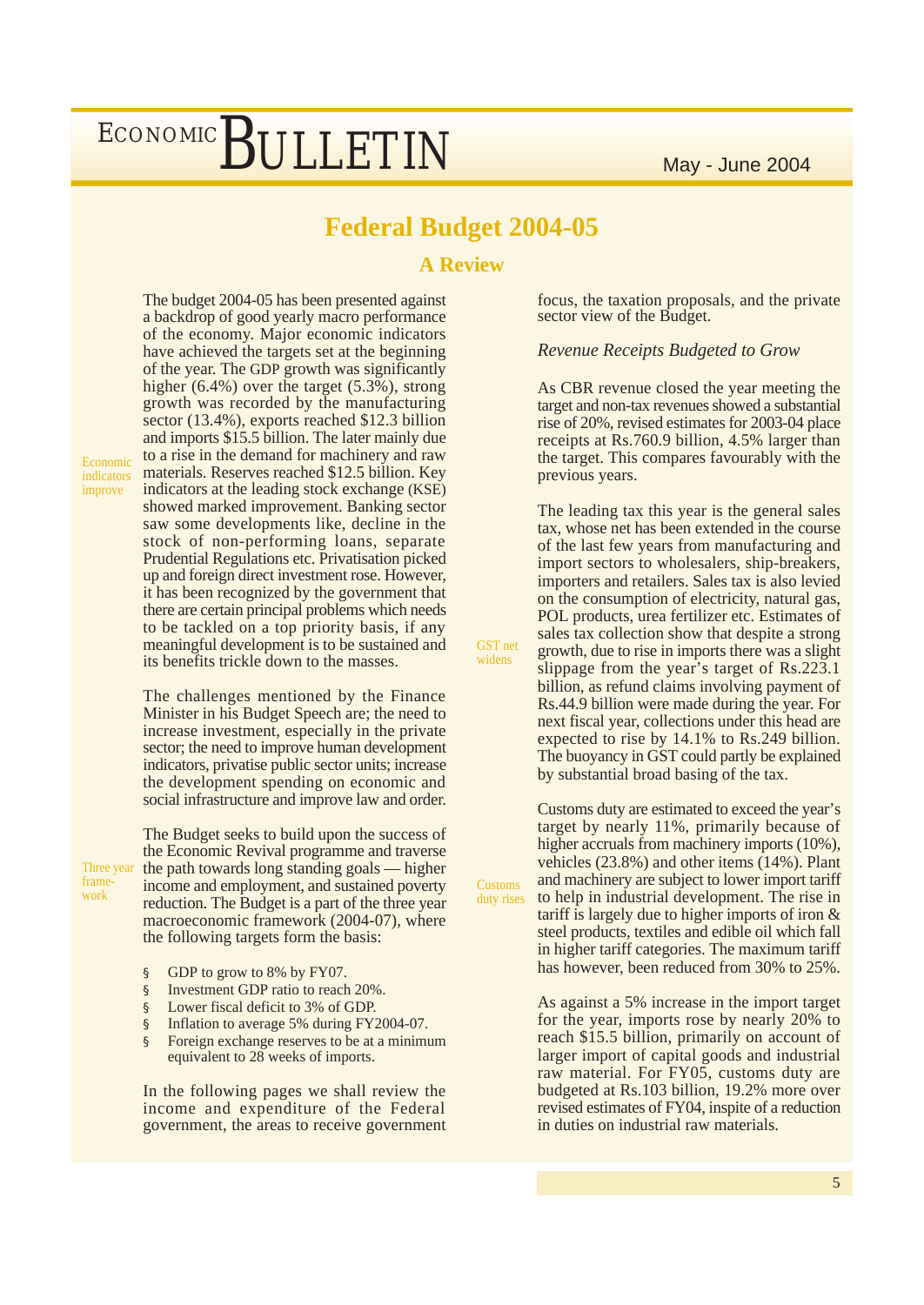# Federal Budget 2004-05

## A Review

The budget 2004-05 has been presented against a backdrop of good yearly macro performance of the economy. Major economic indicators have achieved the targets set at the beginning of the year. The GDP growth was significantly higher (6.4%) over the target (5.3%), strong growth was recorded by the manufacturing sector (13.4%), exports reached $12.3 billion and imports $15.5 billion. The later mainly due to a rise in the demand for machinery and raw materials. Reserves reached $12.5 billion. Key indicators at the leading stock exchange (KSE) showed marked improvement. Banking sector saw some developments like, decline in the stock of non-performing loans, separate Prudential Regulations etc. Privatisation picked up and foreign direct investment rose. However, it has been recognized by the government that there are certain principal problems which needs to be tackled on a top priority basis, if any meaningful development is to be sustained and its benefits trickle down to the masses.

Economic indicators improve

The challenges mentioned by the Finance Minister in his Budget Speech are; the need to increase investment, especially in the private sector; the need to improve human development indicators, privatise public sector units; increase the development spending on economic and social infrastructure and improve law and order.

Three year frame-work

The Budget seeks to build upon the success of the Economic Revival programme and traverse the path towards long standing goals — higher income and employment, and sustained poverty reduction. The Budget is a part of the three year macroeconomic framework (2004-07), where the following targets form the basis:

- GDP to grow to 8% by FY07.
- Investment GDP ratio to reach 20%.
- Lower fiscal deficit to 3% of GDP.
- Inflation to average 5% during FY2004-07.
- Foreign exchange reserves to be at a minimum equivalent to 28 weeks of imports.

In the following pages we shall review the income and expenditure of the Federal government, the areas to receive government focus, the taxation proposals, and the private sector view of the Budget.

*Revenue Receipts Budgeted to Grow*

As CBR revenue closed the year meeting the target and non-tax revenues showed a substantial rise of 20%, revised estimates for 2003-04 place receipts at Rs.760.9 billion, 4.5% larger than the target. This compares favourably with the previous years.

GST net widens

The leading tax this year is the general sales tax, whose net has been extended in the course of the last few years from manufacturing and import sectors to wholesalers, ship-breakers, importers and retailers. Sales tax is also levied on the consumption of electricity, natural gas, POL products, urea fertilizer etc. Estimates of sales tax collection show that despite a strong growth, due to rise in imports there was a slight slippage from the year's target of Rs.223.1 billion, as refund claims involving payment of Rs.44.9 billion were made during the year. For next fiscal year, collections under this head are expected to rise by 14.1% to Rs.249 billion. The buoyancy in GST could partly be explained by substantial broad basing of the tax.

Customs duty rises

Customs duty are estimated to exceed the year's target by nearly 11%, primarily because of higher accruals from machinery imports (10%), vehicles (23.8%) and other items (14%). Plant and machinery are subject to lower import tariff to help in industrial development. The rise in tariff is largely due to higher imports of iron & steel products, textiles and edible oil which fall in higher tariff categories. The maximum tariff has however, been reduced from 30% to 25%.

As against a 5% increase in the import target for the year, imports rose by nearly 20% to reach $15.5 billion, primarily on account of larger import of capital goods and industrial raw material. For FY05, customs duty are budgeted at Rs.103 billion, 19.2% more over revised estimates of FY04, inspite of a reduction in duties on industrial raw materials.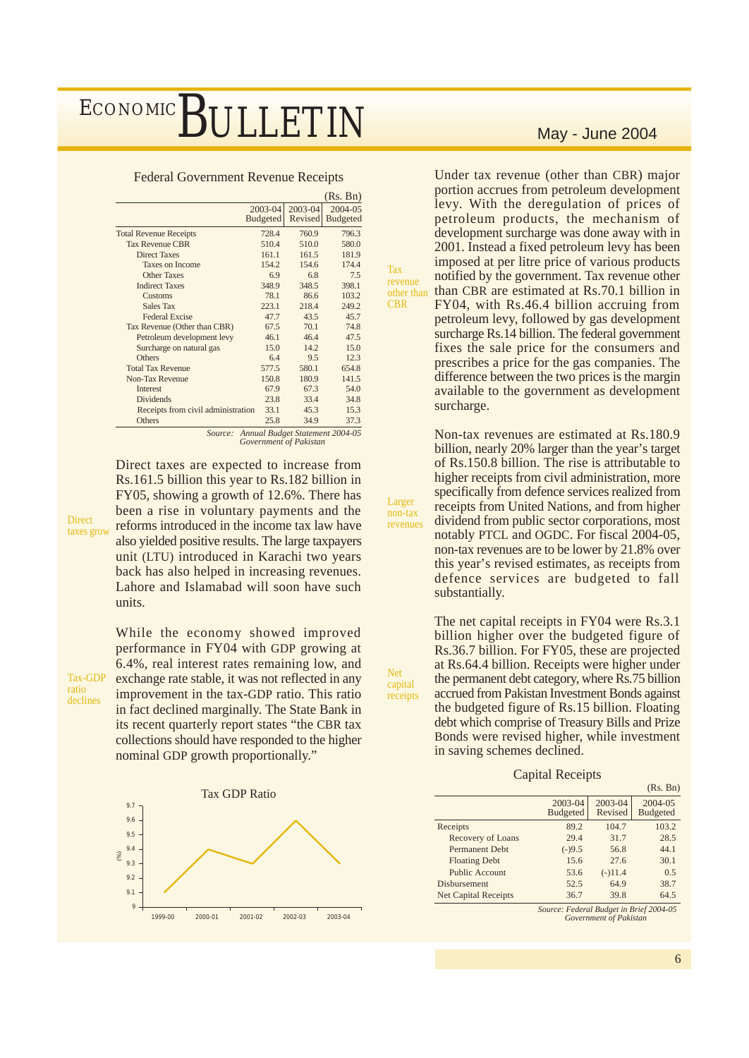### Federal Government Revenue Receipts

(Rs. Bn)

| | 2003-04 Budgeted | 2003-04 Revised | 2004-05 Budgeted |
|---|---|---|---|
| Total Revenue Receipts | 728.4 | 760.9 | 796.3 |
| Tax Revenue CBR | 510.4 | 510.0 | 580.0 |
| Direct Taxes | 161.1 | 161.5 | 181.9 |
| Taxes on Income | 154.2 | 154.6 | 174.4 |
| Other Taxes | 6.9 | 6.8 | 7.5 |
| Indirect Taxes | 348.9 | 348.5 | 398.1 |
| Customs | 78.1 | 86.6 | 103.2 |
| Sales Tax | 223.1 | 218.4 | 249.2 |
| Federal Excise | 47.7 | 43.5 | 45.7 |
| Tax Revenue (Other than CBR) | 67.5 | 70.1 | 74.8 |
| Petroleum development levy | 46.1 | 46.4 | 47.5 |
| Surcharge on natural gas | 15.0 | 14.2 | 15.0 |
| Others | 6.4 | 9.5 | 12.3 |
| Total Tax Revenue | 577.5 | 580.1 | 654.8 |
| Non-Tax Revenue | 150.8 | 180.9 | 141.5 |
| Interest | 67.9 | 67.3 | 54.0 |
| Dividends | 23.8 | 33.4 | 34.8 |
| Receipts from civil administration | 33.1 | 45.3 | 15.3 |
| Others | 25.8 | 34.9 | 37.3 |

*Source: Annual Budget Statement 2004-05 Government of Pakistan*

Direct taxes grow

Direct taxes are expected to increase from Rs.161.5 billion this year to Rs.182 billion in FY05, showing a growth of 12.6%. There has been a rise in voluntary payments and the reforms introduced in the income tax law have also yielded positive results. The large taxpayers unit (LTU) introduced in Karachi two years back has also helped in increasing revenues. Lahore and Islamabad will soon have such units.

Tax-GDP ratio declines

While the economy showed improved performance in FY04 with GDP growing at 6.4%, real interest rates remaining low, and exchange rate stable, it was not reflected in any improvement in the tax-GDP ratio. This ratio in fact declined marginally. The State Bank in its recent quarterly report states "the CBR tax collections should have responded to the higher nominal GDP growth proportionally."

Tax GDP Ratio

| Year | (%) |
|---|---|
| 1999-00 | 9.1 |
| 2000-01 | 9.4 |
| 2001-02 | 9.3 |
| 2002-03 | 9.6 |
| 2003-04 | 9.3 |

Tax revenue other than CBR

Under tax revenue (other than CBR) major portion accrues from petroleum development levy. With the deregulation of prices of petroleum products, the mechanism of development surcharge was done away with in 2001. Instead a fixed petroleum levy has been imposed at per litre price of various products notified by the government. Tax revenue other than CBR are estimated at Rs.70.1 billion in FY04, with Rs.46.4 billion accruing from petroleum levy, followed by gas development surcharge Rs.14 billion. The federal government fixes the sale price for the consumers and prescribes a price for the gas companies. The difference between the two prices is the margin available to the government as development surcharge.

Larger non-tax revenues

Non-tax revenues are estimated at Rs.180.9 billion, nearly 20% larger than the year's target of Rs.150.8 billion. The rise is attributable to higher receipts from civil administration, more specifically from defence services realized from receipts from United Nations, and from higher dividend from public sector corporations, most notably PTCL and OGDC. For fiscal 2004-05, non-tax revenues are to be lower by 21.8% over this year's revised estimates, as receipts from defence services are budgeted to fall substantially.

Net capital receipts

The net capital receipts in FY04 were Rs.3.1 billion higher over the budgeted figure of Rs.36.7 billion. For FY05, these are projected at Rs.64.4 billion. Receipts were higher under the permanent debt category, where Rs.75 billion accrued from Pakistan Investment Bonds against the budgeted figure of Rs.15 billion. Floating debt which comprise of Treasury Bills and Prize Bonds were revised higher, while investment in saving schemes declined.

### Capital Receipts

(Rs. Bn)

| | 2003-04 Budgeted | 2003-04 Revised | 2004-05 Budgeted |
|---|---|---|---|
| Receipts | 89.2 | 104.7 | 103.2 |
| Recovery of Loans | 29.4 | 31.7 | 28.5 |
| Permanent Debt | (-)9.5 | 56.8 | 44.1 |
| Floating Debt | 15.6 | 27.6 | 30.1 |
| Public Account | 53.6 | (-)11.4 | 0.5 |
| Disbursement | 52.5 | 64.9 | 38.7 |
| Net Capital Receipts | 36.7 | 39.8 | 64.5 |

*Source: Federal Budget in Brief 2004-05 Government of Pakistan*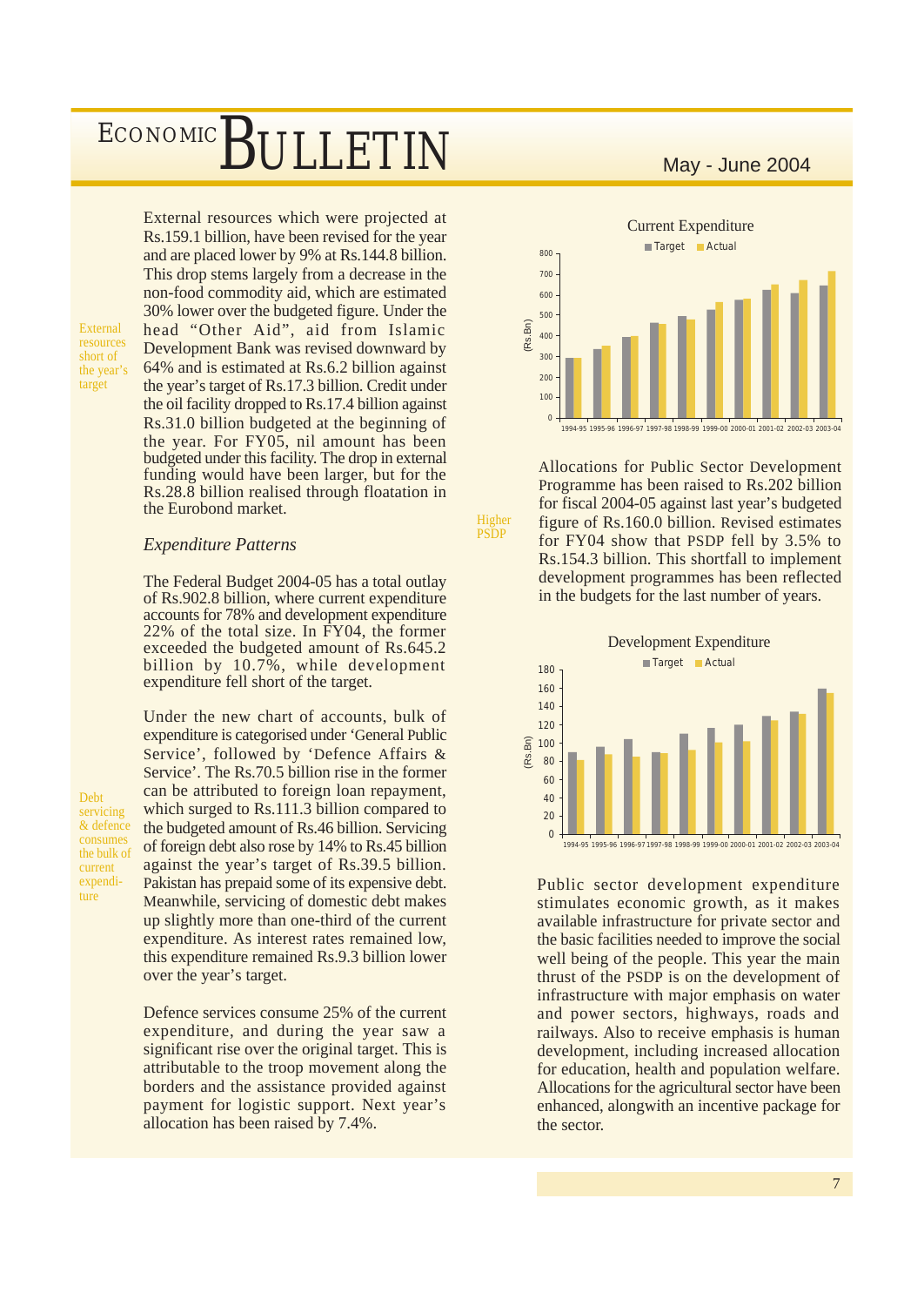External resources which were projected at Rs.159.1 billion, have been revised for the year and are placed lower by 9% at Rs.144.8 billion. This drop stems largely from a decrease in the non-food commodity aid, which are estimated 30% lower over the budgeted figure. Under the head "Other Aid", aid from Islamic Development Bank was revised downward by 64% and is estimated at Rs.6.2 billion against the year's target of Rs.17.3 billion. Credit under the oil facility dropped to Rs.17.4 billion against Rs.31.0 billion budgeted at the beginning of the year. For FY05, nil amount has been budgeted under this facility. The drop in external funding would have been larger, but for the Rs.28.8 billion realised through floatation in the Eurobond market.

External resources short of the year's target

### *Expenditure Patterns*

The Federal Budget 2004-05 has a total outlay of Rs.902.8 billion, where current expenditure accounts for 78% and development expenditure 22% of the total size. In FY04, the former exceeded the budgeted amount of Rs.645.2 billion by 10.7%, while development expenditure fell short of the target.

Under the new chart of accounts, bulk of expenditure is categorised under 'General Public Service', followed by 'Defence Affairs & Service'. The Rs.70.5 billion rise in the former can be attributed to foreign loan repayment, which surged to Rs.111.3 billion compared to the budgeted amount of Rs.46 billion. Servicing of foreign debt also rose by 14% to Rs.45 billion against the year's target of Rs.39.5 billion. Pakistan has prepaid some of its expensive debt. Meanwhile, servicing of domestic debt makes up slightly more than one-third of the current expenditure. As interest rates remained low, this expenditure remained Rs.9.3 billion lower over the year's target.

Debt servicing & defence consumes the bulk of current expenditure

Defence services consume 25% of the current expenditure, and during the year saw a significant rise over the original target. This is attributable to the troop movement along the borders and the assistance provided against payment for logistic support. Next year's allocation has been raised by 7.4%.

**Current Expenditure**

Target / Actual (Rs.Bn)

1994-95, 1995-96, 1996-97, 1997-98, 1998-99, 1999-00, 2000-01, 2001-02, 2002-03, 2003-04

Allocations for Public Sector Development Programme has been raised to Rs.202 billion for fiscal 2004-05 against last year's budgeted figure of Rs.160.0 billion. Revised estimates for FY04 show that PSDP fell by 3.5% to Rs.154.3 billion. This shortfall to implement development programmes has been reflected in the budgets for the last number of years.

Higher PSDP

**Development Expenditure**

Target / Actual (Rs.Bn)

1994-95, 1995-96, 1996-97, 1997-98, 1998-99, 1999-00, 2000-01, 2001-02, 2002-03, 2003-04

Public sector development expenditure stimulates economic growth, as it makes available infrastructure for private sector and the basic facilities needed to improve the social well being of the people. This year the main thrust of the PSDP is on the development of infrastructure with major emphasis on water and power sectors, highways, roads and railways. Also to receive emphasis is human development, including increased allocation for education, health and population welfare. Allocations for the agricultural sector have been enhanced, alongwith an incentive package for the sector.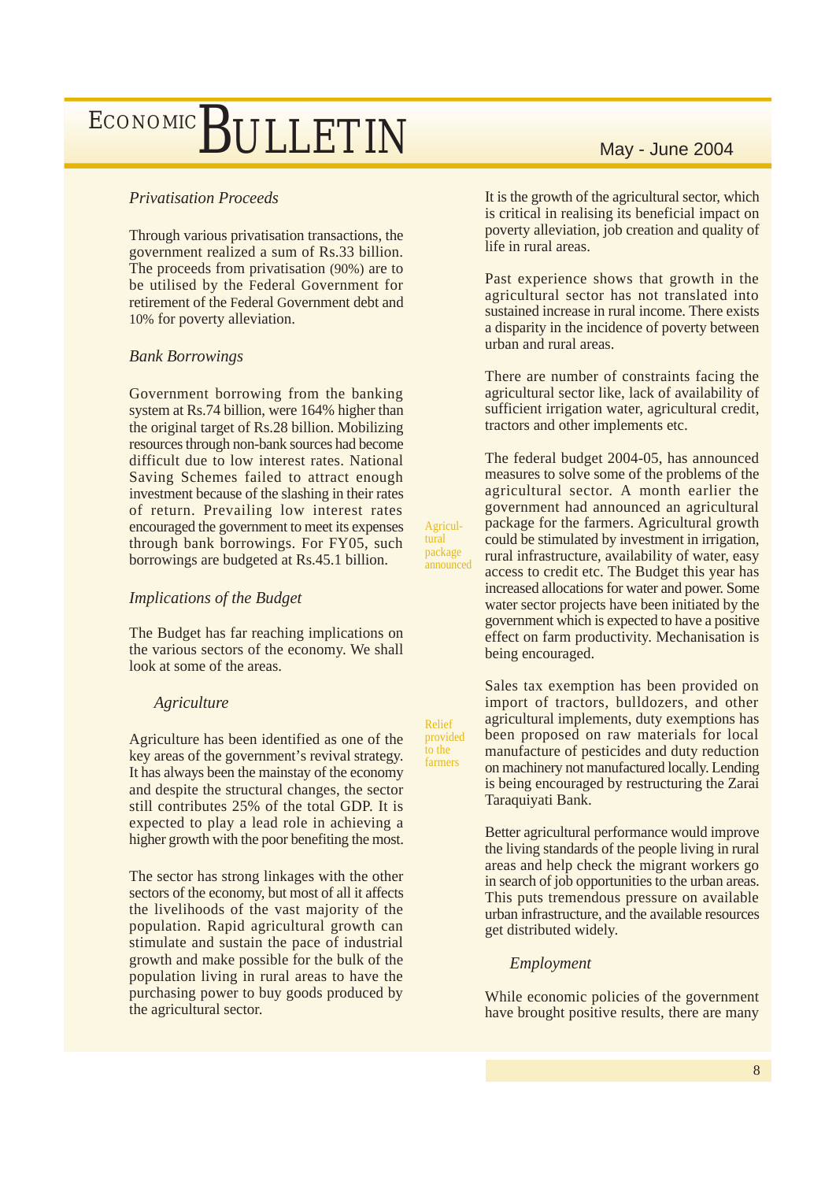### *Privatisation Proceeds*

Through various privatisation transactions, the government realized a sum of Rs.33 billion. The proceeds from privatisation (90%) are to be utilised by the Federal Government for retirement of the Federal Government debt and 10% for poverty alleviation.

### *Bank Borrowings*

Government borrowing from the banking system at Rs.74 billion, were 164% higher than the original target of Rs.28 billion. Mobilizing resources through non-bank sources had become difficult due to low interest rates. National Saving Schemes failed to attract enough investment because of the slashing in their rates of return. Prevailing low interest rates encouraged the government to meet its expenses through bank borrowings. For FY05, such borrowings are budgeted at Rs.45.1 billion.

### *Implications of the Budget*

The Budget has far reaching implications on the various sectors of the economy. We shall look at some of the areas.

#### *Agriculture*

Agriculture has been identified as one of the key areas of the government's revival strategy. It has always been the mainstay of the economy and despite the structural changes, the sector still contributes 25% of the total GDP. It is expected to play a lead role in achieving a higher growth with the poor benefiting the most.

The sector has strong linkages with the other sectors of the economy, but most of all it affects the livelihoods of the vast majority of the population. Rapid agricultural growth can stimulate and sustain the pace of industrial growth and make possible for the bulk of the population living in rural areas to have the purchasing power to buy goods produced by the agricultural sector.

It is the growth of the agricultural sector, which is critical in realising its beneficial impact on poverty alleviation, job creation and quality of life in rural areas.

Past experience shows that growth in the agricultural sector has not translated into sustained increase in rural income. There exists a disparity in the incidence of poverty between urban and rural areas.

There are number of constraints facing the agricultural sector like, lack of availability of sufficient irrigation water, agricultural credit, tractors and other implements etc.

*Agricultural package announced*

The federal budget 2004-05, has announced measures to solve some of the problems of the agricultural sector. A month earlier the government had announced an agricultural package for the farmers. Agricultural growth could be stimulated by investment in irrigation, rural infrastructure, availability of water, easy access to credit etc. The Budget this year has increased allocations for water and power. Some water sector projects have been initiated by the government which is expected to have a positive effect on farm productivity. Mechanisation is being encouraged.

*Relief provided to the farmers*

Sales tax exemption has been provided on import of tractors, bulldozers, and other agricultural implements, duty exemptions has been proposed on raw materials for local manufacture of pesticides and duty reduction on machinery not manufactured locally. Lending is being encouraged by restructuring the Zarai Taraquiyati Bank.

Better agricultural performance would improve the living standards of the people living in rural areas and help check the migrant workers go in search of job opportunities to the urban areas. This puts tremendous pressure on available urban infrastructure, and the available resources get distributed widely.

#### *Employment*

While economic policies of the government have brought positive results, there are many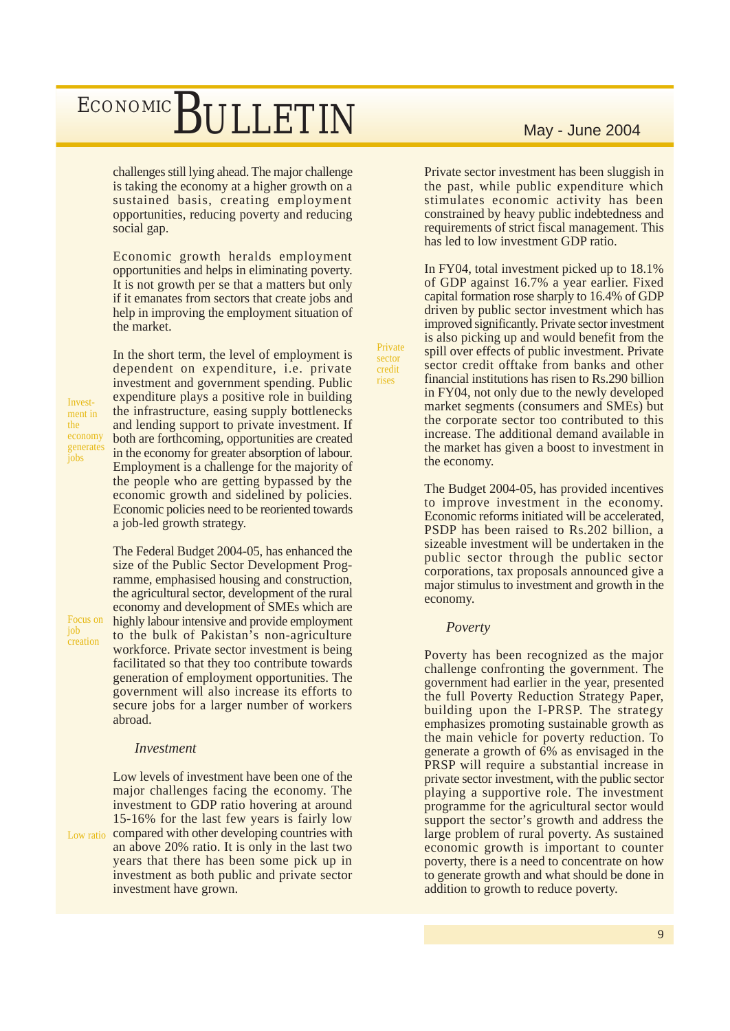challenges still lying ahead. The major challenge is taking the economy at a higher growth on a sustained basis, creating employment opportunities, reducing poverty and reducing social gap.

Economic growth heralds employment opportunities and helps in eliminating poverty. It is not growth per se that a matters but only if it emanates from sectors that create jobs and help in improving the employment situation of the market.

Investment in the economy generates jobs

In the short term, the level of employment is dependent on expenditure, i.e. private investment and government spending. Public expenditure plays a positive role in building the infrastructure, easing supply bottlenecks and lending support to private investment. If both are forthcoming, opportunities are created in the economy for greater absorption of labour. Employment is a challenge for the majority of the people who are getting bypassed by the economic growth and sidelined by policies. Economic policies need to be reoriented towards a job-led growth strategy.

Focus on job creation

The Federal Budget 2004-05, has enhanced the size of the Public Sector Development Programme, emphasised housing and construction, the agricultural sector, development of the rural economy and development of SMEs which are highly labour intensive and provide employment to the bulk of Pakistan's non-agriculture workforce. Private sector investment is being facilitated so that they too contribute towards generation of employment opportunities. The government will also increase its efforts to secure jobs for a larger number of workers abroad.

### *Investment*

Low ratio

Low levels of investment have been one of the major challenges facing the economy. The investment to GDP ratio hovering at around 15-16% for the last few years is fairly low compared with other developing countries with an above 20% ratio. It is only in the last two years that there has been some pick up in investment as both public and private sector investment have grown.

Private sector investment has been sluggish in the past, while public expenditure which stimulates economic activity has been constrained by heavy public indebtedness and requirements of strict fiscal management. This has led to low investment GDP ratio.

Private sector credit rises

In FY04, total investment picked up to 18.1% of GDP against 16.7% a year earlier. Fixed capital formation rose sharply to 16.4% of GDP driven by public sector investment which has improved significantly. Private sector investment is also picking up and would benefit from the spill over effects of public investment. Private sector credit offtake from banks and other financial institutions has risen to Rs.290 billion in FY04, not only due to the newly developed market segments (consumers and SMEs) but the corporate sector too contributed to this increase. The additional demand available in the market has given a boost to investment in the economy.

The Budget 2004-05, has provided incentives to improve investment in the economy. Economic reforms initiated will be accelerated, PSDP has been raised to Rs.202 billion, a sizeable investment will be undertaken in the public sector through the public sector corporations, tax proposals announced give a major stimulus to investment and growth in the economy.

### *Poverty*

Poverty has been recognized as the major challenge confronting the government. The government had earlier in the year, presented the full Poverty Reduction Strategy Paper, building upon the I-PRSP. The strategy emphasizes promoting sustainable growth as the main vehicle for poverty reduction. To generate a growth of 6% as envisaged in the PRSP will require a substantial increase in private sector investment, with the public sector playing a supportive role. The investment programme for the agricultural sector would support the sector's growth and address the large problem of rural poverty. As sustained economic growth is important to counter poverty, there is a need to concentrate on how to generate growth and what should be done in addition to growth to reduce poverty.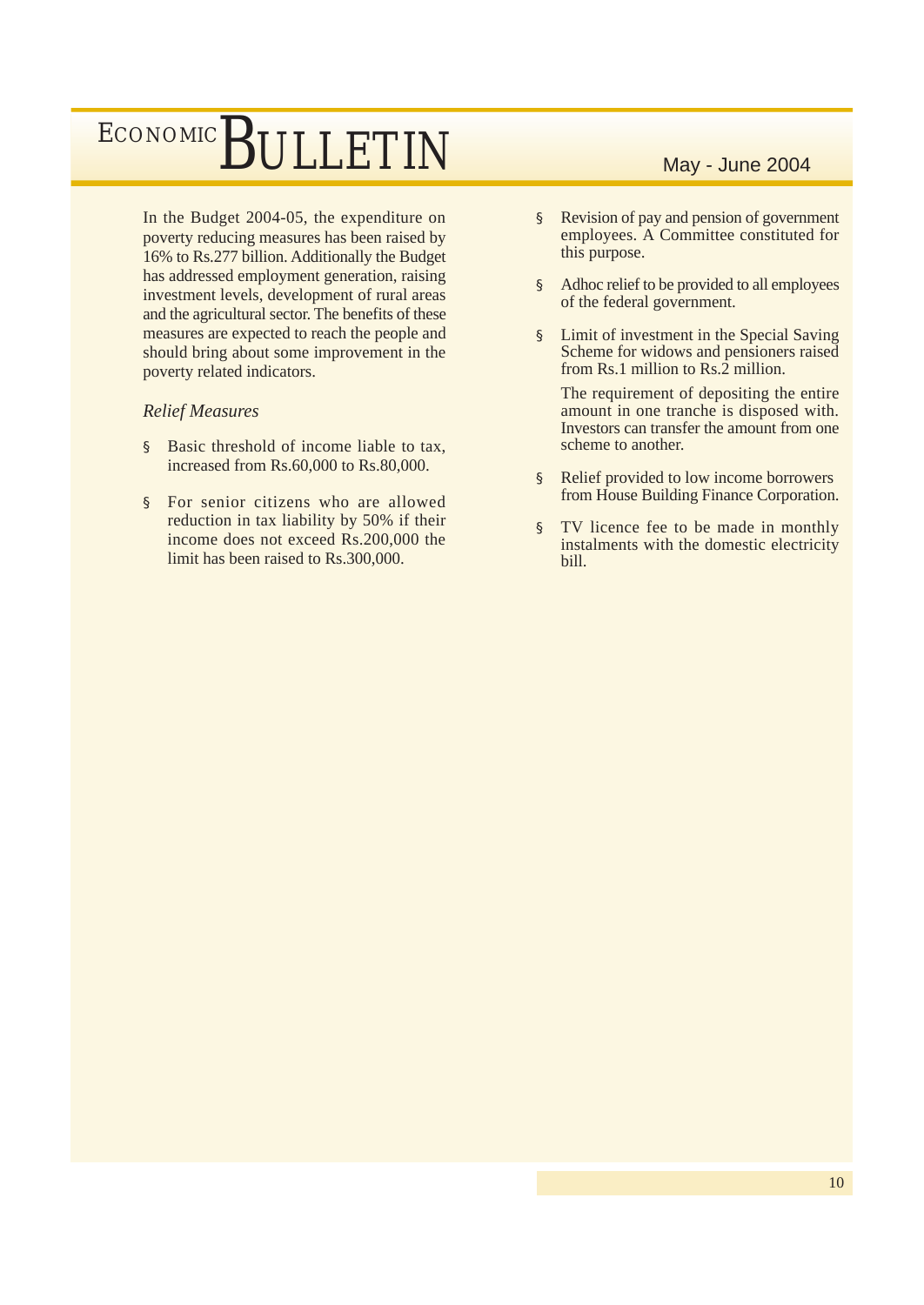In the Budget 2004-05, the expenditure on poverty reducing measures has been raised by 16% to Rs.277 billion. Additionally the Budget has addressed employment generation, raising investment levels, development of rural areas and the agricultural sector. The benefits of these measures are expected to reach the people and should bring about some improvement in the poverty related indicators.

*Relief Measures*

- Basic threshold of income liable to tax, increased from Rs.60,000 to Rs.80,000.
- For senior citizens who are allowed reduction in tax liability by 50% if their income does not exceed Rs.200,000 the limit has been raised to Rs.300,000.
- Revision of pay and pension of government employees. A Committee constituted for this purpose.
- Adhoc relief to be provided to all employees of the federal government.
- Limit of investment in the Special Saving Scheme for widows and pensioners raised from Rs.1 million to Rs.2 million.

  The requirement of depositing the entire amount in one tranche is disposed with. Investors can transfer the amount from one scheme to another.
- Relief provided to low income borrowers from House Building Finance Corporation.
- TV licence fee to be made in monthly instalments with the domestic electricity bill.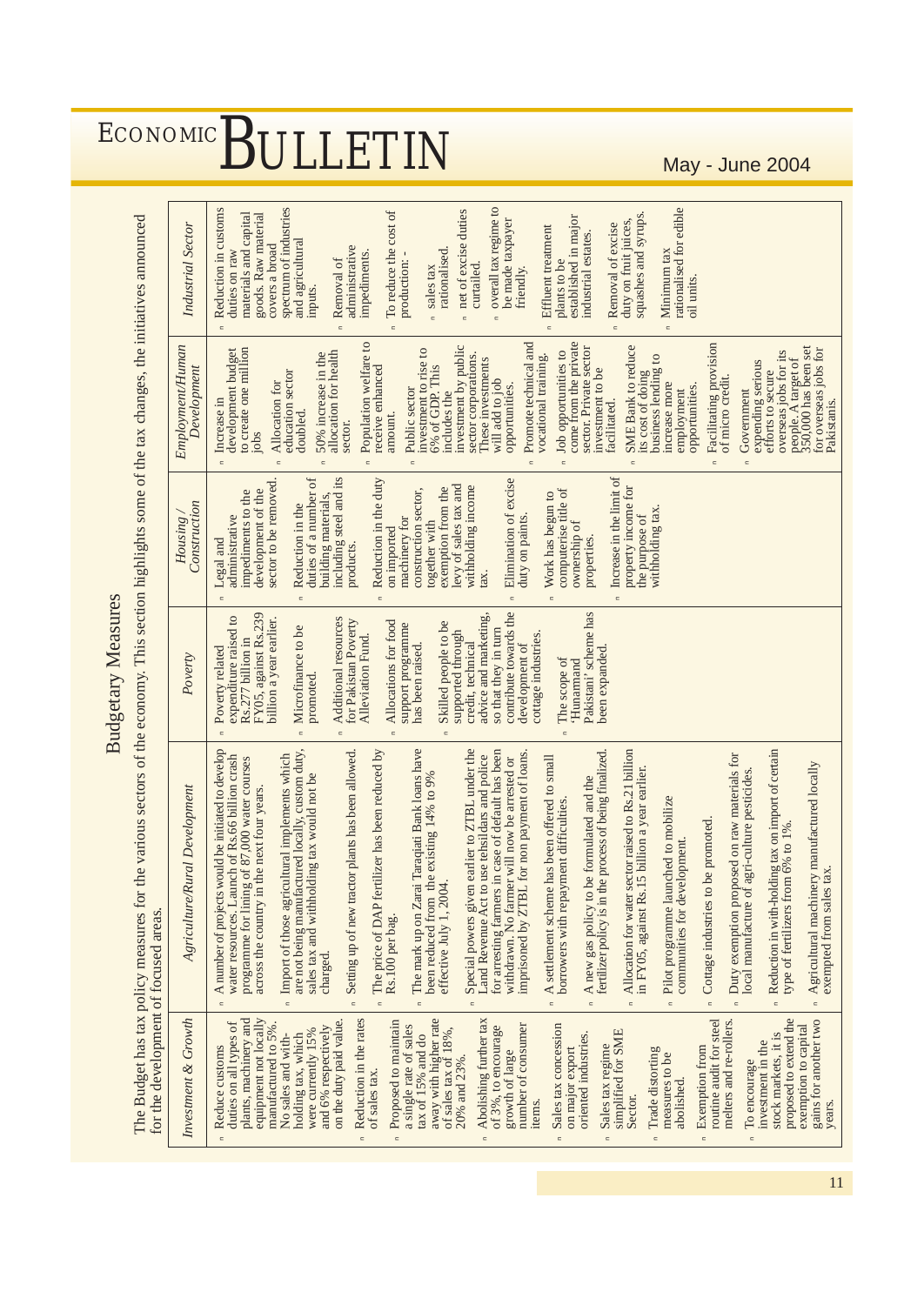## Budgetary Measures

The Budget has tax policy measures for the various sectors of the economy. This section highlights some of the tax changes, the initiatives announced for the development of focused areas.

| *Investment & Growth* | *Agriculture/Rural Development* | *Poverty* | *Housing / Construction* | *Employment/Human Development* | *Industrial Sector* |
|---|---|---|---|---|---|
| ▫ Reduce customs duties on all types of plants, machinery and equipment not locally manufactured to 5%. No sales and with-holding tax, which were currently 15% and 6% respectively on the duty paid value.<br>▫ Reduction in the rates of sales tax.<br>▫ Proposed to maintain a single rate of sales tax of 15% and do away with higher rate of sales tax of 18%, 20% and 23%.<br>▫ Abolishing further tax of 3%, to encourage growth of large number of consumer items.<br>▫ Sales tax concession on major export oriented industries.<br>▫ Sales tax regime simplified for SME Sector.<br>▫ Trade distorting measures to be abolished.<br>▫ Exemption from routine audit for steel melters and re-rollers.<br>▫ To encourage investment in the stock markets, it is proposed to extend the exemption to capital gains for another two years. | ▫ A number of projects would be initiated to develop water resources. Launch of Rs.66 billion crash programme for lining of 87,000 water courses across the country in the next four years.<br>▫ Import of those agricultural implements which are not being manufactured locally, custom duty, sales tax and withholding tax would not be charged.<br>▫ Setting up of new tractor plants has been allowed.<br>▫ The price of DAP fertilizer has been reduced by Rs.100 per bag.<br>▫ The mark up on Zarai Taraqiati Bank loans have been reduced from the existing 14% to 9% effective July 1, 2004.<br>▫ Special powers given earlier to ZTBL under the Land Revenue Act to use tehsildars and police for arresting farmers in case of default has been withdrawn. No farmer will now be arrested or imprisoned by ZTBL for non payment of loans.<br>▫ A settlement scheme has been offered to small borrowers with repayment difficulties.<br>▫ A new gas policy to be formulated and the fertilizer policy is in the process of being finalized.<br>▫ Allocation for water sector raised to Rs.21 billion in FY05, against Rs.15 billion a year earlier.<br>▫ Pilot programme launched to mobilize communities for development.<br>▫ Cottage industries to be promoted.<br>▫ Duty exemption proposed on raw materials for local manufacture of agri-culture pesticides.<br>▫ Reduction in with-holding tax on import of certain type of fertilizers from 6% to 1%.<br>▫ Agricultural machinery manufactured locally exempted from sales tax. | ▫ Poverty related expenditure raised to Rs.277 billion in FY05, against Rs.239 billion a year earlier.<br>▫ Microfinance to be promoted.<br>▫ Additional resources for Pakistan Poverty Alleviation Fund.<br>▫ Allocations for food support programme has been raised.<br>▫ Skilled people to be supported through credit, technical advice and marketing, so that they in turn contribute towards the development of cottage industries.<br>▫ The scope of 'Hunarmand Pakistani' scheme has been expanded. | ▫ Legal and administrative impediments to the development of the sector to be removed.<br>▫ Reduction in the duties of a number of building materials, including steel and its products.<br>▫ Reduction in the duty on imported machinery for construction sector, together with exemption from the levy of sales tax and withholding income tax.<br>▫ Elimination of excise duty on paints.<br>▫ Work has begun to computerise title of ownership of properties.<br>▫ Increase in the limit of property income for the purpose of withholding tax. | ▫ Increase in development budget to create one million jobs<br>▫ Allocation for education sector doubled.<br>▫ 50% increase in the allocation for health sector.<br>▫ Population welfare to receive enhanced amount.<br>▫ Public sector investment to rise to 6% of GDP. This includes the investment by public sector corporations. These investments will add to job opportunities.<br>▫ Promote technical and vocational training.<br>▫ Job opportunities to come from the private sector. Private sector investment to be facilitated.<br>▫ SME Bank to reduce its cost of doing business lending to increase more employment opportunities.<br>▫ Facilitating provision of micro credit.<br>▫ Government expending serious efforts to secure overseas jobs for its people. A target of 350,000 has been set for overseas jobs for Pakistanis. | ▫ Reduction in customs duties on raw materials and capital goods. Raw material covers a broad spectrum of industries and agricultural inputs.<br>▫ Removal of administrative impediments.<br>▫ To reduce the cost of production: -<br>▫ sales tax rationalised.<br>▫ net of excise duties curtailed.<br>▫ overall tax regime to be made taxpayer friendly.<br>▫ Effluent treatment plants to be established in major industrial estates.<br>▫ Removal of excise duty on fruit juices, squashes and syrups.<br>▫ Minimum tax rationalised for edible oil units. |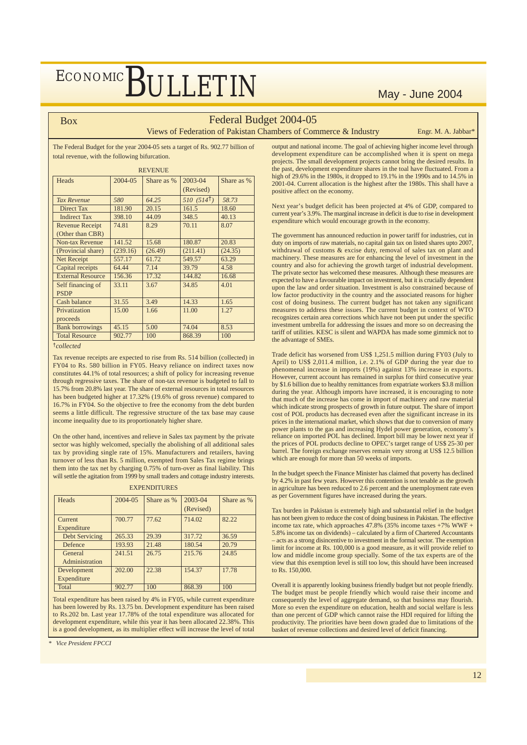## Box

# Federal Budget 2004-05

### Views of Federation of Pakistan Chambers of Commerce & Industry

Engr. M. A. Jabbar*

The Federal Budget for the year 2004-05 sets a target of Rs. 902.77 billion of total revenue, with the following bifurcation.

REVENUE

| Heads | 2004-05 | Share as % | 2003-04 (Revised) | Share as % |
|---|---|---|---|---|
| *Tax Revenue* | *580* | *64.25* | *510 (514†)* | *58.73* |
| Direct Tax | 181.90 | 20.15 | 161.5 | 18.60 |
| Indirect Tax | 398.10 | 44.09 | 348.5 | 40.13 |
| Revenue Receipt (Other than CBR) | 74.81 | 8.29 | 70.11 | 8.07 |
| Non-tax Revenue | 141.52 | 15.68 | 180.87 | 20.83 |
| (Provincial share) | (239.16) | (26.49) | (211.41) | (24.35) |
| Net Receipt | 557.17 | 61.72 | 549.57 | 63.29 |
| Capital receipts | 64.44 | 7.14 | 39.79 | 4.58 |
| External Resource | 156.36 | 17.32 | 144.82 | 16.68 |
| Self financing of PSDP | 33.11 | 3.67 | 34.85 | 4.01 |
| Cash balance | 31.55 | 3.49 | 14.33 | 1.65 |
| Privatization proceeds | 15.00 | 1.66 | 11.00 | 1.27 |
| Bank borrowings | 45.15 | 5.00 | 74.04 | 8.53 |
| Total Resource | 902.77 | 100 | 868.39 | 100 |

†*collected*

Tax revenue receipts are expected to rise from Rs. 514 billion (collected) in FY04 to Rs. 580 billion in FY05. Heavy reliance on indirect taxes now constitutes 44.1% of total resources; a shift of policy for increasing revenue through regressive taxes. The share of non-tax revenue is budgeted to fall to 15.7% from 20.8% last year. The share of external resources in total resources has been budgeted higher at 17.32% (19.6% of gross revenue) compared to 16.7% in FY04. So the objective to free the economy from the debt burden seems a little difficult. The regressive structure of the tax base may cause income inequality due to its proportionately higher share.

On the other hand, incentives and relieve in Sales tax payment by the private sector was highly welcomed, specially the abolishing of all additional sales tax by providing single rate of 15%. Manufacturers and retailers, having turnover of less than Rs. 5 million, exempted from Sales Tax regime brings them into the tax net by charging 0.75% of turn-over as final liability. This will settle the agitation from 1999 by small traders and cottage industry interests.

EXPENDITURES

| Heads | 2004-05 | Share as % | 2003-04 (Revised) | Share as % |
|---|---|---|---|---|
| Current Expenditure | 700.77 | 77.62 | 714.02 | 82.22 |
| Debt Servicing | 265.33 | 29.39 | 317.72 | 36.59 |
| Defence | 193.93 | 21.48 | 180.54 | 20.79 |
| General Administration | 241.51 | 26.75 | 215.76 | 24.85 |
| Development Expenditure | 202.00 | 22.38 | 154.37 | 17.78 |
| Total | 902.77 | 100 | 868.39 | 100 |

Total expenditure has been raised by 4% in FY05, while current expenditure has been lowered by Rs. 13.75 bn. Development expenditure has been raised to Rs.202 bn. Last year 17.78% of the total expenditure was allocated for development expenditure, while this year it has been allocated 22.38%. This is a good development, as its multiplier effect will increase the level of total output and national income. The goal of achieving higher income level through development expenditure can be accomplished when it is spent on mega projects. The small development projects cannot bring the desired results. In the past, development expenditure shares in the toal have fluctuated. From a high of 29.6% in the 1980s, it dropped to 19.1% in the 1990s and to 14.5% in 2001-04. Current allocation is the highest after the 1980s. This shall have a positive affect on the economy.

Next year's budget deficit has been projected at 4% of GDP, compared to current year's 3.9%. The marginal increase in deficit is due to rise in development expenditure which would encourage growth in the economy.

The government has announced reduction in power tariff for industries, cut in duty on imports of raw materials, no capital gain tax on listed shares upto 2007, withdrawal of customs & excise duty, removal of sales tax on plant and machinery. These measures are for enhancing the level of investment in the country and also for achieving the growth target of industrial development. The private sector has welcomed these measures. Although these measures are expected to have a favourable impact on investment, but it is crucially dependent upon the law and order situation. Investment is also constrained because of low factor productivity in the country and the associated reasons for higher cost of doing business. The current budget has not taken any significant measures to address these issues. The current budget in context of WTO recognizes certain area corrections which have not been put under the specific investment umbrella for addressing the issues and more so on decreasing the tariff of utilities. KESC is silent and WAPDA has made some gimmick not to the advantage of SMEs.

Trade deficit has worsened from US$ 1,251.5 million during FY03 (July to April) to US$ 2,011.4 million, i.e. 2.1% of GDP during the year due to phenomenal increase in imports (19%) against 13% increase in exports. However, current account has remained in surplus for third consecutive year by $1.6 billion due to healthy remittances from expatriate workers $3.8 million during the year. Although imports have increased, it is encouraging to note that much of the increase has come in import of machinery and raw material which indicate strong prospects of growth in future output. The share of import cost of POL products has decreased even after the significant increase in its prices in the international market, which shows that due to conversion of many power plants to the gas and increasing Hydel power generation, economy's reliance on imported POL has declined. Import bill may be lower next year if the prices of POL products decline to OPEC's target range of US$ 25-30 per barrel. The foreign exchange reserves remain very strong at US$ 12.5 billion which are enough for more than 50 weeks of imports.

In the budget speech the Finance Minister has claimed that poverty has declined by 4.2% in past few years. However this contention is not tenable as the growth in agriculture has been reduced to 2.6 percent and the unemployment rate even as per Government figures have increased during the years.

Tax burden in Pakistan is extremely high and substantial relief in the budget has not been given to reduce the cost of doing business in Pakistan. The effective income tax rate, which approaches 47.8% (35% income taxes +7% WWF + 5.8% income tax on dividends) – calculated by a firm of Chartered Accountants – acts as a strong disincentive to investment in the formal sector. The exemption limit for income at Rs. 100,000 is a good measure, as it will provide relief to low and middle income group specially. Some of the tax experts are of the view that this exemption level is still too low, this should have been increased to Rs. 150,000.

Overall it is apparently looking business friendly budget but not people friendly. The budget must be people friendly which would raise their income and consequently the level of aggregate demand, so that business may flourish. More so even the expenditure on education, health and social welfare is less than one percent of GDP which cannot raise the HDI required for lifting the productivity. The priorities have been down graded due to limitations of the basket of revenue collections and desired level of deficit financing.

\* *Vice President FPCCI*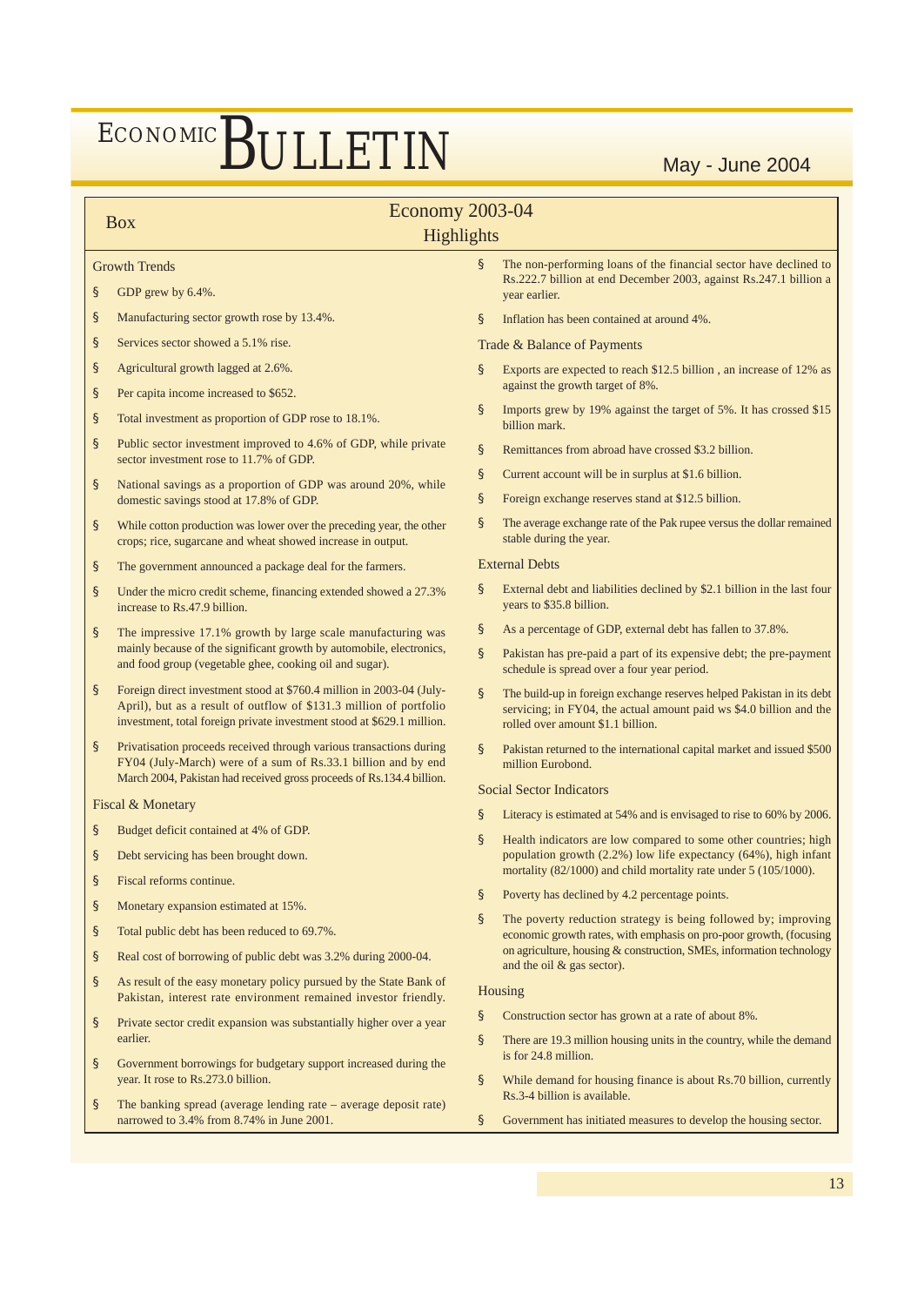## Box — Economy 2003-04 Highlights

### Growth Trends

- GDP grew by 6.4%.
- Manufacturing sector growth rose by 13.4%.
- Services sector showed a 5.1% rise.
- Agricultural growth lagged at 2.6%.
- Per capita income increased to $652.
- Total investment as proportion of GDP rose to 18.1%.
- Public sector investment improved to 4.6% of GDP, while private sector investment rose to 11.7% of GDP.
- National savings as a proportion of GDP was around 20%, while domestic savings stood at 17.8% of GDP.
- While cotton production was lower over the preceding year, the other crops; rice, sugarcane and wheat showed increase in output.
- The government announced a package deal for the farmers.
- Under the micro credit scheme, financing extended showed a 27.3% increase to Rs.47.9 billion.
- The impressive 17.1% growth by large scale manufacturing was mainly because of the significant growth by automobile, electronics, and food group (vegetable ghee, cooking oil and sugar).
- Foreign direct investment stood at $760.4 million in 2003-04 (July-April), but as a result of outflow of $131.3 million of portfolio investment, total foreign private investment stood at $629.1 million.
- Privatisation proceeds received through various transactions during FY04 (July-March) were of a sum of Rs.33.1 billion and by end March 2004, Pakistan had received gross proceeds of Rs.134.4 billion.

### Fiscal & Monetary

- Budget deficit contained at 4% of GDP.
- Debt servicing has been brought down.
- Fiscal reforms continue.
- Monetary expansion estimated at 15%.
- Total public debt has been reduced to 69.7%.
- Real cost of borrowing of public debt was 3.2% during 2000-04.
- As result of the easy monetary policy pursued by the State Bank of Pakistan, interest rate environment remained investor friendly.
- Private sector credit expansion was substantially higher over a year earlier.
- Government borrowings for budgetary support increased during the year. It rose to Rs.273.0 billion.
- The banking spread (average lending rate – average deposit rate) narrowed to 3.4% from 8.74% in June 2001.
- The non-performing loans of the financial sector have declined to Rs.222.7 billion at end December 2003, against Rs.247.1 billion a year earlier.
- Inflation has been contained at around 4%.

### Trade & Balance of Payments

- Exports are expected to reach $12.5 billion , an increase of 12% as against the growth target of 8%.
- Imports grew by 19% against the target of 5%. It has crossed $15 billion mark.
- Remittances from abroad have crossed $3.2 billion.
- Current account will be in surplus at $1.6 billion.
- Foreign exchange reserves stand at $12.5 billion.
- The average exchange rate of the Pak rupee versus the dollar remained stable during the year.

### External Debts

- External debt and liabilities declined by $2.1 billion in the last four years to $35.8 billion.
- As a percentage of GDP, external debt has fallen to 37.8%.
- Pakistan has pre-paid a part of its expensive debt; the pre-payment schedule is spread over a four year period.
- The build-up in foreign exchange reserves helped Pakistan in its debt servicing; in FY04, the actual amount paid ws $4.0 billion and the rolled over amount $1.1 billion.
- Pakistan returned to the international capital market and issued $500 million Eurobond.

### Social Sector Indicators

- Literacy is estimated at 54% and is envisaged to rise to 60% by 2006.
- Health indicators are low compared to some other countries; high population growth (2.2%) low life expectancy (64%), high infant mortality (82/1000) and child mortality rate under 5 (105/1000).
- Poverty has declined by 4.2 percentage points.
- The poverty reduction strategy is being followed by; improving economic growth rates, with emphasis on pro-poor growth, (focusing on agriculture, housing & construction, SMEs, information technology and the oil & gas sector).

### Housing

- Construction sector has grown at a rate of about 8%.
- There are 19.3 million housing units in the country, while the demand is for 24.8 million.
- While demand for housing finance is about Rs.70 billion, currently Rs.3-4 billion is available.
- Government has initiated measures to develop the housing sector.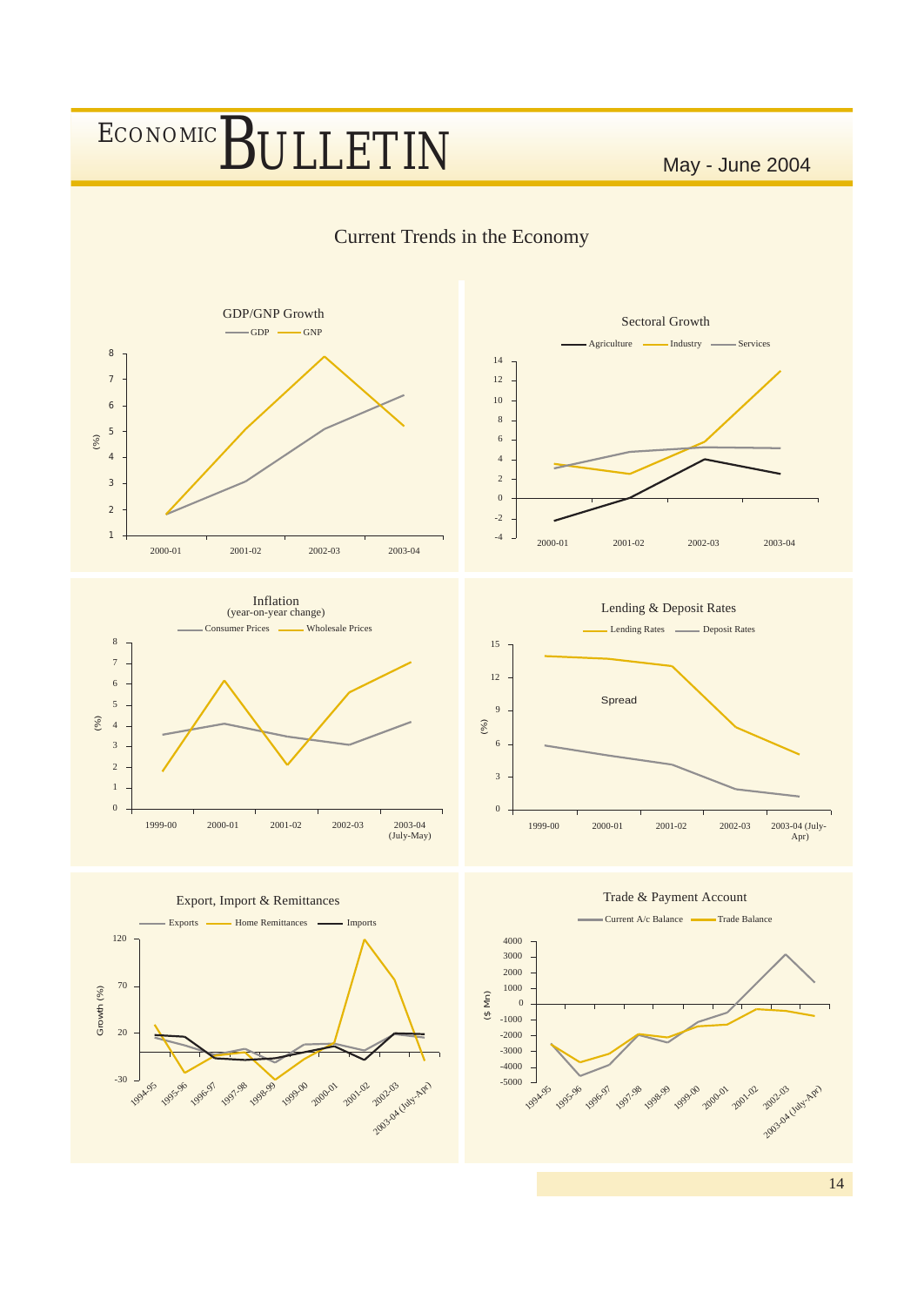## Current Trends in the Economy

**GDP/GNP Growth**

GDP — GNP

(%)

8, 7, 6, 5, 4, 3, 2, 1

2000-01, 2001-02, 2002-03, 2003-04

**Sectoral Growth**

Agriculture — Industry — Services

14, 12, 10, 8, 6, 4, 2, 0, -2, -4

2000-01, 2001-02, 2002-03, 2003-04

**Inflation**
(year-on-year change)

Consumer Prices — Wholesale Prices

(%)

8, 7, 6, 5, 4, 3, 2, 1, 0

1999-00, 2000-01, 2001-02, 2002-03, 2003-04 (July-May)

**Lending & Deposit Rates**

Lending Rates — Deposit Rates

(%)

15, 12, 9, 6, 3, 0

Spread

1999-00, 2000-01, 2001-02, 2002-03, 2003-04 (July-Apr)

**Export, Import & Remittances**

Exports — Home Remittances — Imports

Growth (%)

120, 70, 20, -30

1994-95, 1995-96, 1996-97, 1997-98, 1998-99, 1999-00, 2000-01, 2001-02, 2002-03, 2003-04 (July-Apr)

**Trade & Payment Account**

Current A/c Balance — Trade Balance

($ Mn)

4000, 3000, 2000, 1000, 0, -1000, -2000, -3000, -4000, -5000

1994-95, 1995-96, 1996-97, 1997-98, 1998-99, 1999-00, 2000-01, 2001-02, 2002-03, 2003-04 (July-Apr)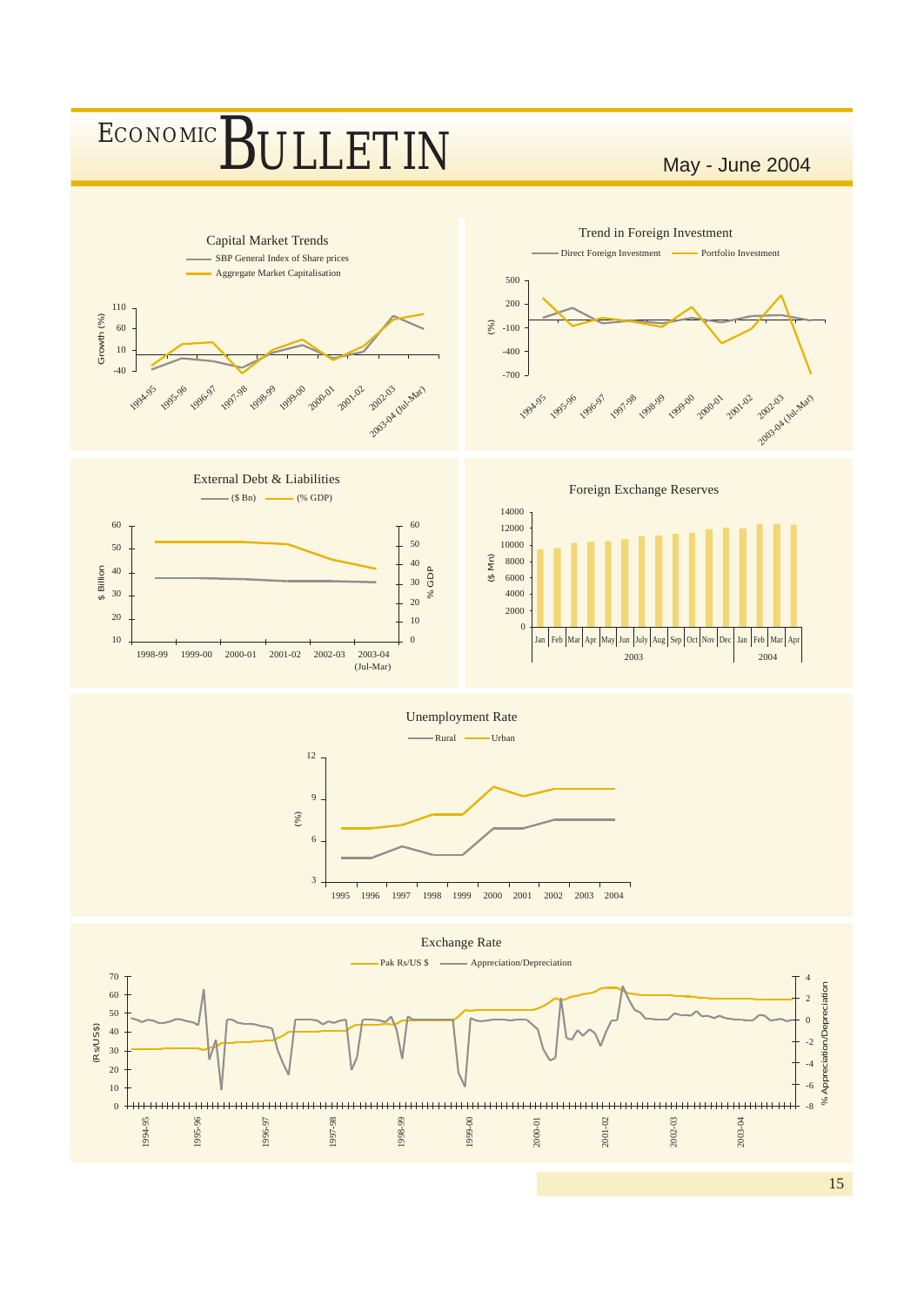Capital Market Trends

SBP General Index of Share prices

Aggregate Market Capitalisation

Trend in Foreign Investment

Direct Foreign Investment — Portfolio Investment

External Debt & Liabilities

($ Bn) — (% GDP)

Foreign Exchange Reserves

Unemployment Rate

Rural — Urban

Exchange Rate

Pak Rs/US $ — Appreciation/Depreciation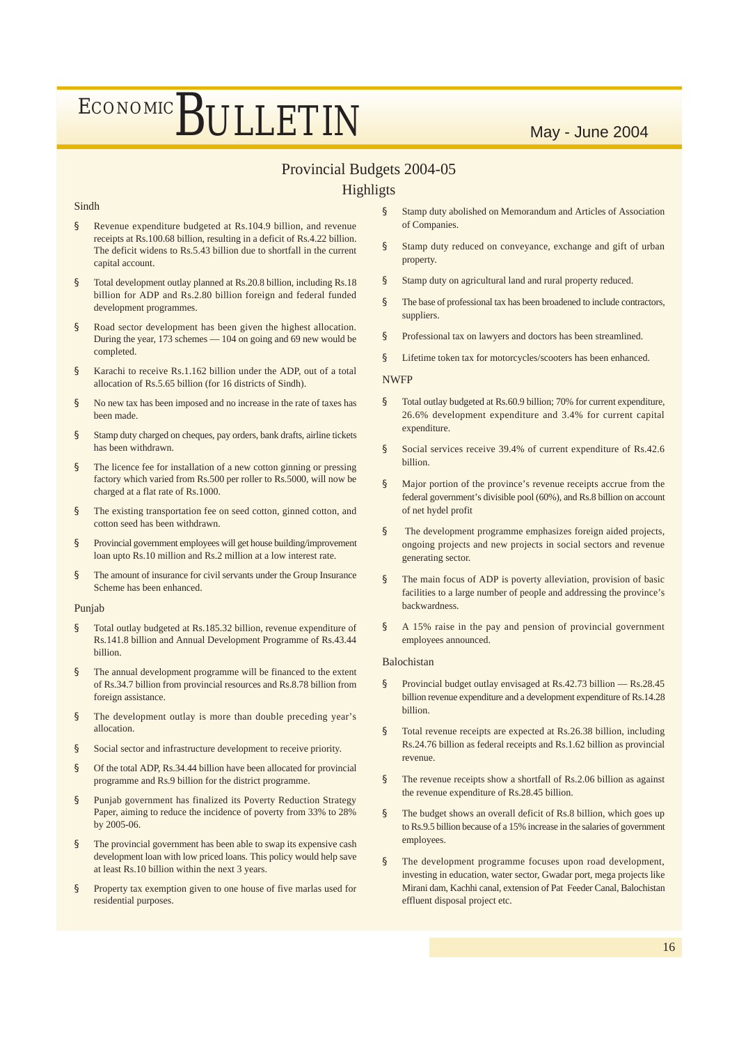# Provincial Budgets 2004-05

## Highligts

### Sindh

- Revenue expenditure budgeted at Rs.104.9 billion, and revenue receipts at Rs.100.68 billion, resulting in a deficit of Rs.4.22 billion. The deficit widens to Rs.5.43 billion due to shortfall in the current capital account.
- Total development outlay planned at Rs.20.8 billion, including Rs.18 billion for ADP and Rs.2.80 billion foreign and federal funded development programmes.
- Road sector development has been given the highest allocation. During the year, 173 schemes — 104 on going and 69 new would be completed.
- Karachi to receive Rs.1.162 billion under the ADP, out of a total allocation of Rs.5.65 billion (for 16 districts of Sindh).
- No new tax has been imposed and no increase in the rate of taxes has been made.
- Stamp duty charged on cheques, pay orders, bank drafts, airline tickets has been withdrawn.
- The licence fee for installation of a new cotton ginning or pressing factory which varied from Rs.500 per roller to Rs.5000, will now be charged at a flat rate of Rs.1000.
- The existing transportation fee on seed cotton, ginned cotton, and cotton seed has been withdrawn.
- Provincial government employees will get house building/improvement loan upto Rs.10 million and Rs.2 million at a low interest rate.
- The amount of insurance for civil servants under the Group Insurance Scheme has been enhanced.

### Punjab

- Total outlay budgeted at Rs.185.32 billion, revenue expenditure of Rs.141.8 billion and Annual Development Programme of Rs.43.44 billion.
- The annual development programme will be financed to the extent of Rs.34.7 billion from provincial resources and Rs.8.78 billion from foreign assistance.
- The development outlay is more than double preceding year's allocation.
- Social sector and infrastructure development to receive priority.
- Of the total ADP, Rs.34.44 billion have been allocated for provincial programme and Rs.9 billion for the district programme.
- Punjab government has finalized its Poverty Reduction Strategy Paper, aiming to reduce the incidence of poverty from 33% to 28% by 2005-06.
- The provincial government has been able to swap its expensive cash development loan with low priced loans. This policy would help save at least Rs.10 billion within the next 3 years.
- Property tax exemption given to one house of five marlas used for residential purposes.
- Stamp duty abolished on Memorandum and Articles of Association of Companies.
- Stamp duty reduced on conveyance, exchange and gift of urban property.
- Stamp duty on agricultural land and rural property reduced.
- The base of professional tax has been broadened to include contractors, suppliers.
- Professional tax on lawyers and doctors has been streamlined.
- Lifetime token tax for motorcycles/scooters has been enhanced.

### NWFP

- Total outlay budgeted at Rs.60.9 billion; 70% for current expenditure, 26.6% development expenditure and 3.4% for current capital expenditure.
- Social services receive 39.4% of current expenditure of Rs.42.6 billion.
- Major portion of the province's revenue receipts accrue from the federal government's divisible pool (60%), and Rs.8 billion on account of net hydel profit
- The development programme emphasizes foreign aided projects, ongoing projects and new projects in social sectors and revenue generating sector.
- The main focus of ADP is poverty alleviation, provision of basic facilities to a large number of people and addressing the province's backwardness.
- A 15% raise in the pay and pension of provincial government employees announced.

### Balochistan

- Provincial budget outlay envisaged at Rs.42.73 billion — Rs.28.45 billion revenue expenditure and a development expenditure of Rs.14.28 billion.
- Total revenue receipts are expected at Rs.26.38 billion, including Rs.24.76 billion as federal receipts and Rs.1.62 billion as provincial revenue.
- The revenue receipts show a shortfall of Rs.2.06 billion as against the revenue expenditure of Rs.28.45 billion.
- The budget shows an overall deficit of Rs.8 billion, which goes up to Rs.9.5 billion because of a 15% increase in the salaries of government employees.
- The development programme focuses upon road development, investing in education, water sector, Gwadar port, mega projects like Mirani dam, Kachhi canal, extension of Pat Feeder Canal, Balochistan effluent disposal project etc.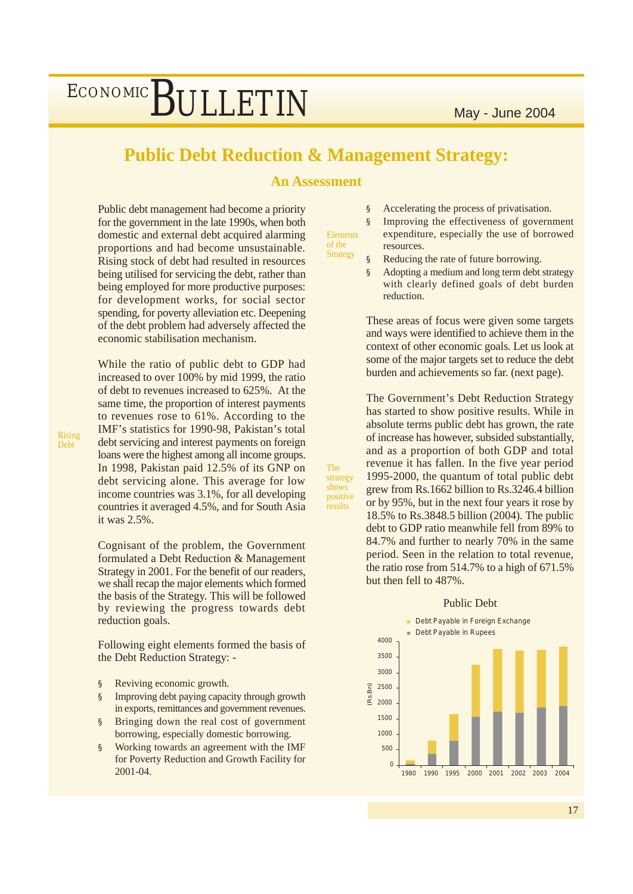# Public Debt Reduction & Management Strategy:

## An Assessment

Public debt management had become a priority for the government in the late 1990s, when both domestic and external debt acquired alarming proportions and had become unsustainable. Rising stock of debt had resulted in resources being utilised for servicing the debt, rather than being employed for more productive purposes: for development works, for social sector spending, for poverty alleviation etc. Deepening of the debt problem had adversely affected the economic stabilisation mechanism.

*Rising Debt*

While the ratio of public debt to GDP had increased to over 100% by mid 1999, the ratio of debt to revenues increased to 625%. At the same time, the proportion of interest payments to revenues rose to 61%. According to the IMF's statistics for 1990-98, Pakistan's total debt servicing and interest payments on foreign loans were the highest among all income groups. In 1998, Pakistan paid 12.5% of its GNP on debt servicing alone. This average for low income countries was 3.1%, for all developing countries it averaged 4.5%, and for South Asia it was 2.5%.

Cognisant of the problem, the Government formulated a Debt Reduction & Management Strategy in 2001. For the benefit of our readers, we shall recap the major elements which formed the basis of the Strategy. This will be followed by reviewing the progress towards debt reduction goals.

Following eight elements formed the basis of the Debt Reduction Strategy: -

*Elements of the Strategy*

- Reviving economic growth.
- Improving debt paying capacity through growth in exports, remittances and government revenues.
- Bringing down the real cost of government borrowing, especially domestic borrowing.
- Working towards an agreement with the IMF for Poverty Reduction and Growth Facility for 2001-04.
- Accelerating the process of privatisation.
- Improving the effectiveness of government expenditure, especially the use of borrowed resources.
- Reducing the rate of future borrowing.
- Adopting a medium and long term debt strategy with clearly defined goals of debt burden reduction.

These areas of focus were given some targets and ways were identified to achieve them in the context of other economic goals. Let us look at some of the major targets set to reduce the debt burden and achievements so far. (next page).

*The strategy shows positive results*

The Government's Debt Reduction Strategy has started to show positive results. While in absolute terms public debt has grown, the rate of increase has however, subsided substantially, and as a proportion of both GDP and total revenue it has fallen. In the five year period 1995-2000, the quantum of total public debt grew from Rs.1662 billion to Rs.3246.4 billion or by 95%, but in the next four years it rose by 18.5% to Rs.3848.5 billion (2004). The public debt to GDP ratio meanwhile fell from 89% to 84.7% and further to nearly 70% in the same period. Seen in the relation to total revenue, the ratio rose from 514.7% to a high of 671.5% but then fell to 487%.

**Public Debt**

(Chart: Debt Payable in Foreign Exchange; Debt Payable in Rupees; (Rs.Bn), 0–4000; years 1980, 1990, 1995, 2000, 2001, 2002, 2003, 2004)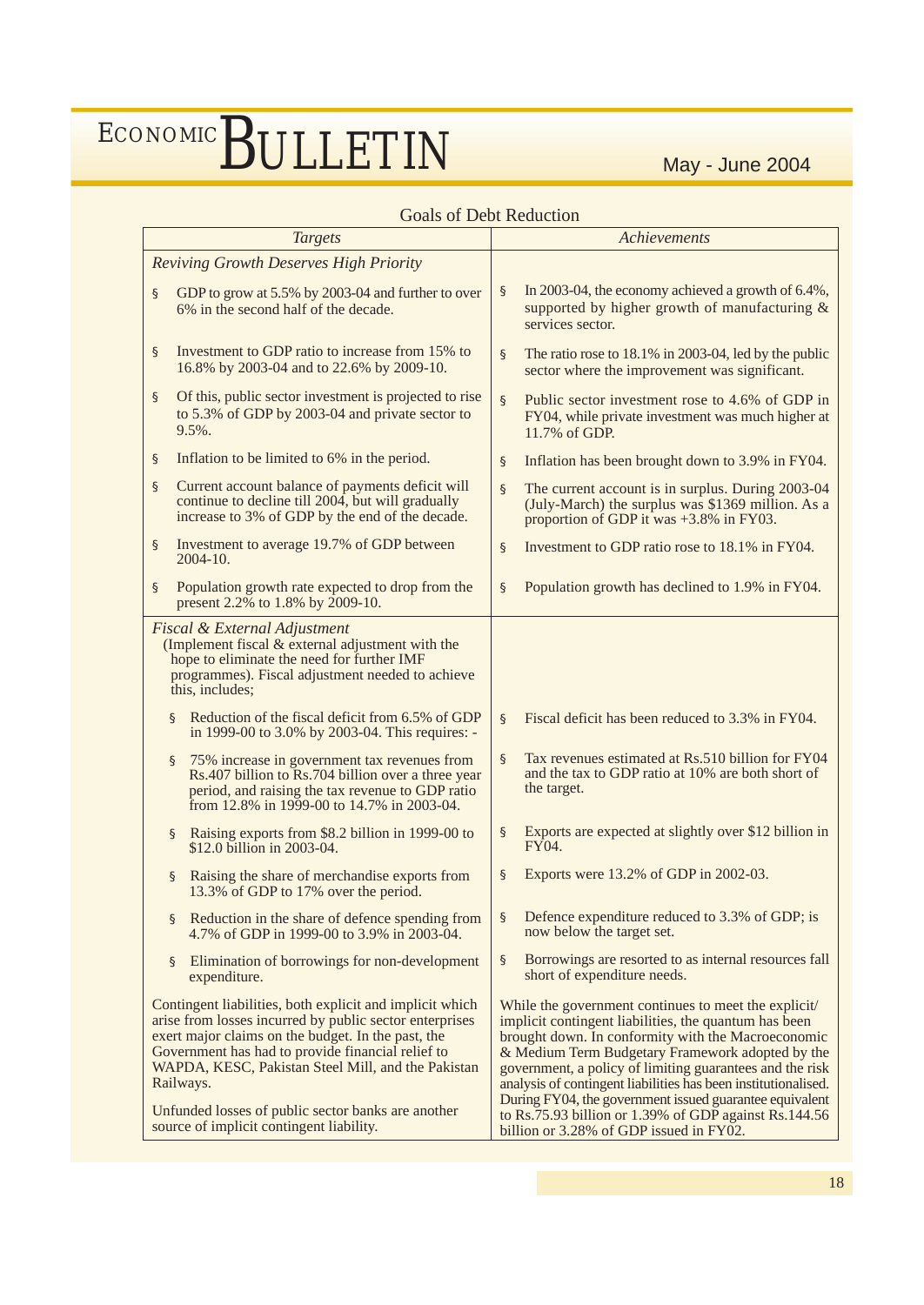## Goals of Debt Reduction

| *Targets* | *Achievements* |
|---|---|
| *Reviving Growth Deserves High Priority* | |
| § GDP to grow at 5.5% by 2003-04 and further to over 6% in the second half of the decade. | § In 2003-04, the economy achieved a growth of 6.4%, supported by higher growth of manufacturing & services sector. |
| § Investment to GDP ratio to increase from 15% to 16.8% by 2003-04 and to 22.6% by 2009-10. | § The ratio rose to 18.1% in 2003-04, led by the public sector where the improvement was significant. |
| § Of this, public sector investment is projected to rise to 5.3% of GDP by 2003-04 and private sector to 9.5%. | § Public sector investment rose to 4.6% of GDP in FY04, while private investment was much higher at 11.7% of GDP. |
| § Inflation to be limited to 6% in the period. | § Inflation has been brought down to 3.9% in FY04. |
| § Current account balance of payments deficit will continue to decline till 2004, but will gradually increase to 3% of GDP by the end of the decade. | § The current account is in surplus. During 2003-04 (July-March) the surplus was $1369 million. As a proportion of GDP it was +3.8% in FY03. |
| § Investment to average 19.7% of GDP between 2004-10. | § Investment to GDP ratio rose to 18.1% in FY04. |
| § Population growth rate expected to drop from the present 2.2% to 1.8% by 2009-10. | § Population growth has declined to 1.9% in FY04. |
| *Fiscal & External Adjustment* (Implement fiscal & external adjustment with the hope to eliminate the need for further IMF programmes). Fiscal adjustment needed to achieve this, includes; | |
| § Reduction of the fiscal deficit from 6.5% of GDP in 1999-00 to 3.0% by 2003-04. This requires: - | § Fiscal deficit has been reduced to 3.3% in FY04. |
| § 75% increase in government tax revenues from Rs.407 billion to Rs.704 billion over a three year period, and raising the tax revenue to GDP ratio from 12.8% in 1999-00 to 14.7% in 2003-04. | § Tax revenues estimated at Rs.510 billion for FY04 and the tax to GDP ratio at 10% are both short of the target. |
| § Raising exports from $8.2 billion in 1999-00 to $12.0 billion in 2003-04. | § Exports are expected at slightly over $12 billion in FY04. |
| § Raising the share of merchandise exports from 13.3% of GDP to 17% over the period. | § Exports were 13.2% of GDP in 2002-03. |
| § Reduction in the share of defence spending from 4.7% of GDP in 1999-00 to 3.9% in 2003-04. | § Defence expenditure reduced to 3.3% of GDP; is now below the target set. |
| § Elimination of borrowings for non-development expenditure. | § Borrowings are resorted to as internal resources fall short of expenditure needs. |
| Contingent liabilities, both explicit and implicit which arise from losses incurred by public sector enterprises exert major claims on the budget. In the past, the Government has had to provide financial relief to WAPDA, KESC, Pakistan Steel Mill, and the Pakistan Railways. Unfunded losses of public sector banks are another source of implicit contingent liability. | While the government continues to meet the explicit/ implicit contingent liabilities, the quantum has been brought down. In conformity with the Macroeconomic & Medium Term Budgetary Framework adopted by the government, a policy of limiting guarantees and the risk analysis of contingent liabilities has been institutionalised. During FY04, the government issued guarantee equivalent to Rs.75.93 billion or 1.39% of GDP against Rs.144.56 billion or 3.28% of GDP issued in FY02. |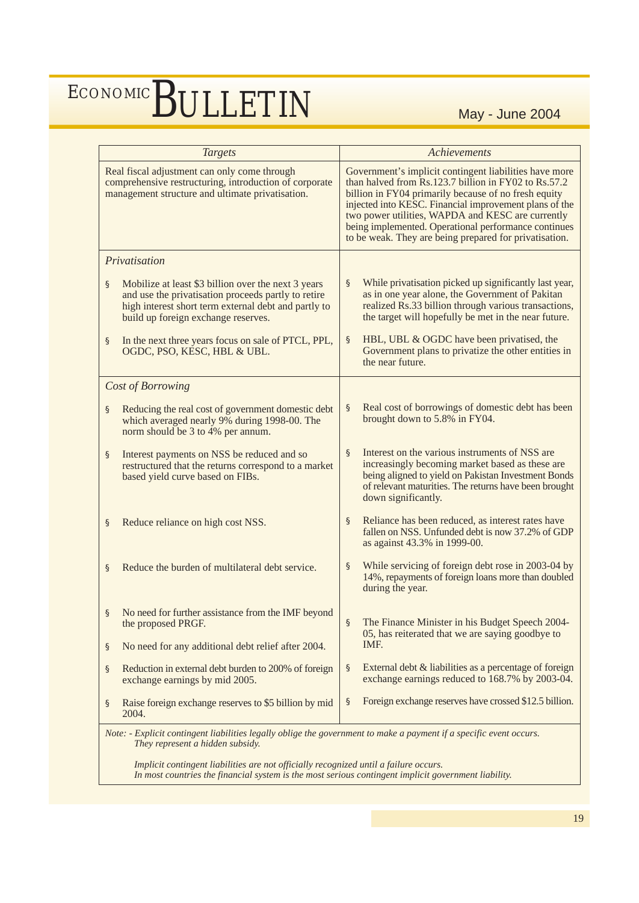| *Targets* | *Achievements* |
|---|---|
| Real fiscal adjustment can only come through comprehensive restructuring, introduction of corporate management structure and ultimate privatisation. | Government's implicit contingent liabilities have more than halved from Rs.123.7 billion in FY02 to Rs.57.2 billion in FY04 primarily because of no fresh equity injected into KESC. Financial improvement plans of the two power utilities, WAPDA and KESC are currently being implemented. Operational performance continues to be weak. They are being prepared for privatisation. |
| ***Privatisation*** | |
| § Mobilize at least $3 billion over the next 3 years and use the privatisation proceeds partly to retire high interest short term external debt and partly to build up foreign exchange reserves. | § While privatisation picked up significantly last year, as in one year alone, the Government of Pakitan realized Rs.33 billion through various transactions, the target will hopefully be met in the near future. |
| § In the next three years focus on sale of PTCL, PPL, OGDC, PSO, KESC, HBL & UBL. | § HBL, UBL & OGDC have been privatised, the Government plans to privatize the other entities in the near future. |
| ***Cost of Borrowing*** | |
| § Reducing the real cost of government domestic debt which averaged nearly 9% during 1998-00. The norm should be 3 to 4% per annum. | § Real cost of borrowings of domestic debt has been brought down to 5.8% in FY04. |
| § Interest payments on NSS be reduced and so restructured that the returns correspond to a market based yield curve based on FIBs. | § Interest on the various instruments of NSS are increasingly becoming market based as these are being aligned to yield on Pakistan Investment Bonds of relevant maturities. The returns have been brought down significantly. |
| § Reduce reliance on high cost NSS. | § Reliance has been reduced, as interest rates have fallen on NSS. Unfunded debt is now 37.2% of GDP as against 43.3% in 1999-00. |
| § Reduce the burden of multilateral debt service. | § While servicing of foreign debt rose in 2003-04 by 14%, repayments of foreign loans more than doubled during the year. |
| § No need for further assistance from the IMF beyond the proposed PRGF.<br>§ No need for any additional debt relief after 2004. | § The Finance Minister in his Budget Speech 2004-05, has reiterated that we are saying goodbye to IMF. |
| § Reduction in external debt burden to 200% of foreign exchange earnings by mid 2005. | § External debt & liabilities as a percentage of foreign exchange earnings reduced to 168.7% by 2003-04. |
| § Raise foreign exchange reserves to $5 billion by mid 2004. | § Foreign exchange reserves have crossed $12.5 billion. |

*Note: - Explicit contingent liabilities legally oblige the government to make a payment if a specific event occurs. They represent a hidden subsidy.*

*Implicit contingent liabilities are not officially recognized until a failure occurs. In most countries the financial system is the most serious contingent implicit government liability.*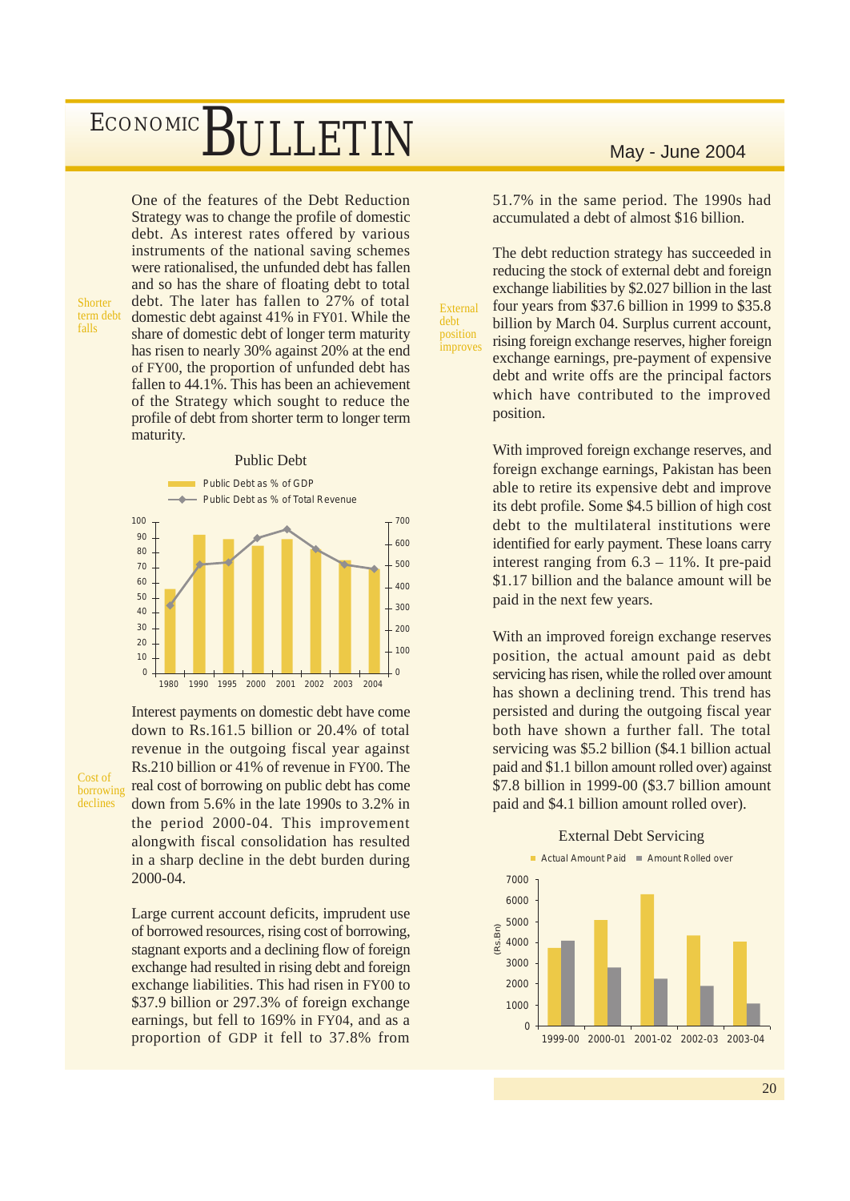*Shorter term debt falls*

One of the features of the Debt Reduction Strategy was to change the profile of domestic debt. As interest rates offered by various instruments of the national saving schemes were rationalised, the unfunded debt has fallen and so has the share of floating debt to total debt. The later has fallen to 27% of total domestic debt against 41% in FY01. While the share of domestic debt of longer term maturity has risen to nearly 30% against 20% at the end of FY00, the proportion of unfunded debt has fallen to 44.1%. This has been an achievement of the Strategy which sought to reduce the profile of debt from shorter term to longer term maturity.

Public Debt

Public Debt as % of GDP

Public Debt as % of Total Revenue

*Cost of borrowing declines*

Interest payments on domestic debt have come down to Rs.161.5 billion or 20.4% of total revenue in the outgoing fiscal year against Rs.210 billion or 41% of revenue in FY00. The real cost of borrowing on public debt has come down from 5.6% in the late 1990s to 3.2% in the period 2000-04. This improvement alongwith fiscal consolidation has resulted in a sharp decline in the debt burden during 2000-04.

Large current account deficits, imprudent use of borrowed resources, rising cost of borrowing, stagnant exports and a declining flow of foreign exchange had resulted in rising debt and foreign exchange liabilities. This had risen in FY00 to $37.9 billion or 297.3% of foreign exchange earnings, but fell to 169% in FY04, and as a proportion of GDP it fell to 37.8% from 51.7% in the same period. The 1990s had accumulated a debt of almost $16 billion.

*External debt position improves*

The debt reduction strategy has succeeded in reducing the stock of external debt and foreign exchange liabilities by $2.027 billion in the last four years from $37.6 billion in 1999 to $35.8 billion by March 04. Surplus current account, rising foreign exchange reserves, higher foreign exchange earnings, pre-payment of expensive debt and write offs are the principal factors which have contributed to the improved position.

With improved foreign exchange reserves, and foreign exchange earnings, Pakistan has been able to retire its expensive debt and improve its debt profile. Some $4.5 billion of high cost debt to the multilateral institutions were identified for early payment. These loans carry interest ranging from 6.3 – 11%. It pre-paid $1.17 billion and the balance amount will be paid in the next few years.

With an improved foreign exchange reserves position, the actual amount paid as debt servicing has risen, while the rolled over amount has shown a declining trend. This trend has persisted and during the outgoing fiscal year both have shown a further fall. The total servicing was $5.2 billion ($4.1 billion actual paid and $1.1 billion amount rolled over) against $7.8 billion in 1999-00 ($3.7 billion amount paid and $4.1 billion amount rolled over).

External Debt Servicing

Actual Amount Paid | Amount Rolled over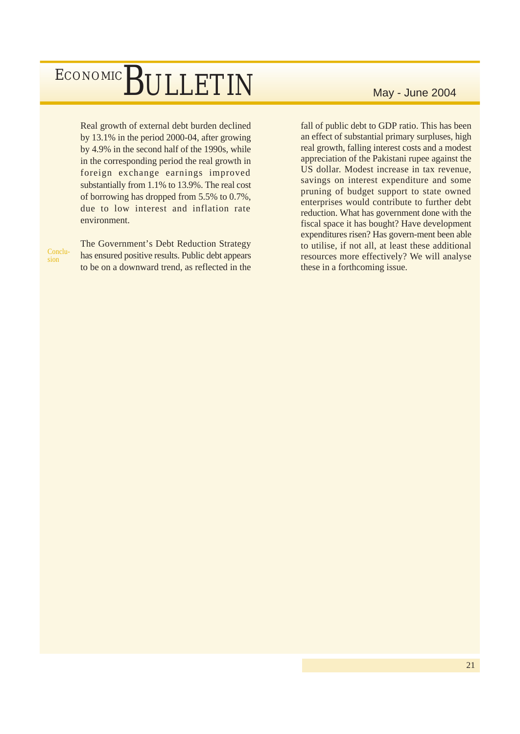Real growth of external debt burden declined by 13.1% in the period 2000-04, after growing by 4.9% in the second half of the 1990s, while in the corresponding period the real growth in foreign exchange earnings improved substantially from 1.1% to 13.9%. The real cost of borrowing has dropped from 5.5% to 0.7%, due to low interest and inflation rate environment.

## Conclusion

The Government's Debt Reduction Strategy has ensured positive results. Public debt appears to be on a downward trend, as reflected in the fall of public debt to GDP ratio. This has been an effect of substantial primary surpluses, high real growth, falling interest costs and a modest appreciation of the Pakistani rupee against the US dollar. Modest increase in tax revenue, savings on interest expenditure and some pruning of budget support to state owned enterprises would contribute to further debt reduction. What has government done with the fiscal space it has bought? Have development expenditures risen? Has govern-ment been able to utilise, if not all, at least these additional resources more effectively? We will analyse these in a forthcoming issue.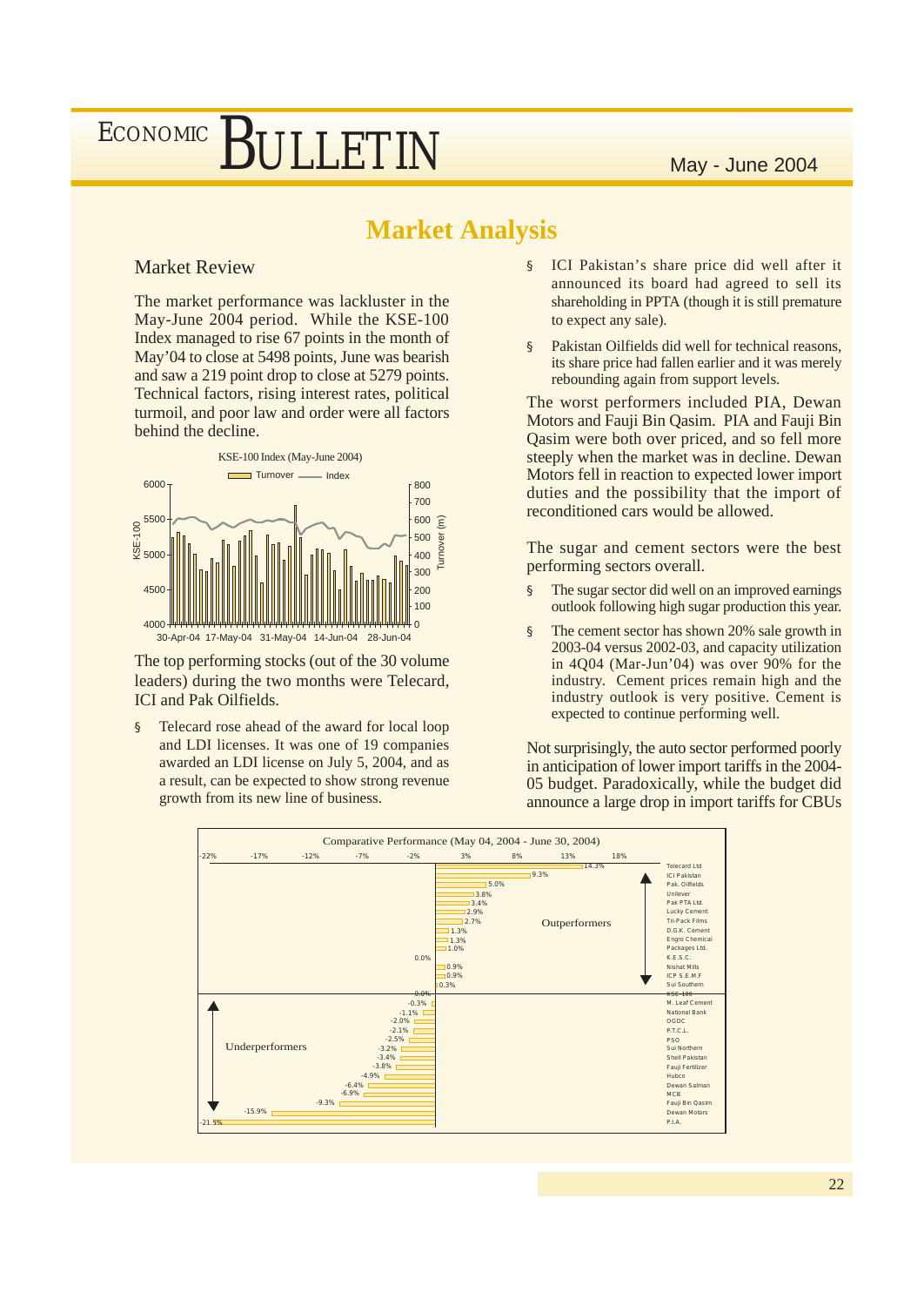# Market Analysis

## Market Review

The market performance was lackluster in the May-June 2004 period. While the KSE-100 Index managed to rise 67 points in the month of May'04 to close at 5498 points, June was bearish and saw a 219 point drop to close at 5279 points. Technical factors, rising interest rates, political turmoil, and poor law and order were all factors behind the decline.

KSE-100 Index (May-June 2004)

The top performing stocks (out of the 30 volume leaders) during the two months were Telecard, ICI and Pak Oilfields.

- Telecard rose ahead of the award for local loop and LDI licenses. It was one of 19 companies awarded an LDI license on July 5, 2004, and as a result, can be expected to show strong revenue growth from its new line of business.
- ICI Pakistan's share price did well after it announced its board had agreed to sell its shareholding in PPTA (though it is still premature to expect any sale).
- Pakistan Oilfields did well for technical reasons, its share price had fallen earlier and it was merely rebounding again from support levels.

The worst performers included PIA, Dewan Motors and Fauji Bin Qasim. PIA and Fauji Bin Qasim were both over priced, and so fell more steeply when the market was in decline. Dewan Motors fell in reaction to expected lower import duties and the possibility that the import of reconditioned cars would be allowed.

The sugar and cement sectors were the best performing sectors overall.

- The sugar sector did well on an improved earnings outlook following high sugar production this year.
- The cement sector has shown 20% sale growth in 2003-04 versus 2002-03, and capacity utilization in 4Q04 (Mar-Jun'04) was over 90% for the industry. Cement prices remain high and the industry outlook is very positive. Cement is expected to continue performing well.

Not surprisingly, the auto sector performed poorly in anticipation of lower import tariffs in the 2004-05 budget. Paradoxically, while the budget did announce a large drop in import tariffs for CBUs

Comparative Performance (May 04, 2004 - June 30, 2004)

| Company | Change |
|---|---|
| Telecard Ltd | 14.3% |
| ICI Pakistan | 9.3% |
| Pak. Oilfields | 5.0% |
| Unilever | 3.8% |
| Pak PTA Ltd. | 3.4% |
| Lucky Cement | 2.9% |
| Tri-Pack Films | 2.7% |
| D.G.K. Cement | 1.3% |
| Engro Chemical | 1.3% |
| Packages Ltd. | 1.0% |
| K.E.S.C. | 0.0% |
| Nishat Mills | 0.9% |
| ICP S.E.M.F | 0.9% |
| Sui Southern | 0.3% |
| KSE-100 | 0.0% |
| M. Leaf Cement | -0.3% |
| National Bank | -1.1% |
| OGDC | -2.0% |
| P.T.C.L. | -2.1% |
| PSO | -2.5% |
| Sui Northern | -3.2% |
| Shell Pakistan | -3.4% |
| Fauji Fertilizer | -3.8% |
| Hubco | -4.9% |
| Dewan Salman | -6.4% |
| MCB | -6.9% |
| Fauji Bin Qasim | -9.3% |
| Dewan Motors | -15.9% |
| P.I.A. | -21.5% |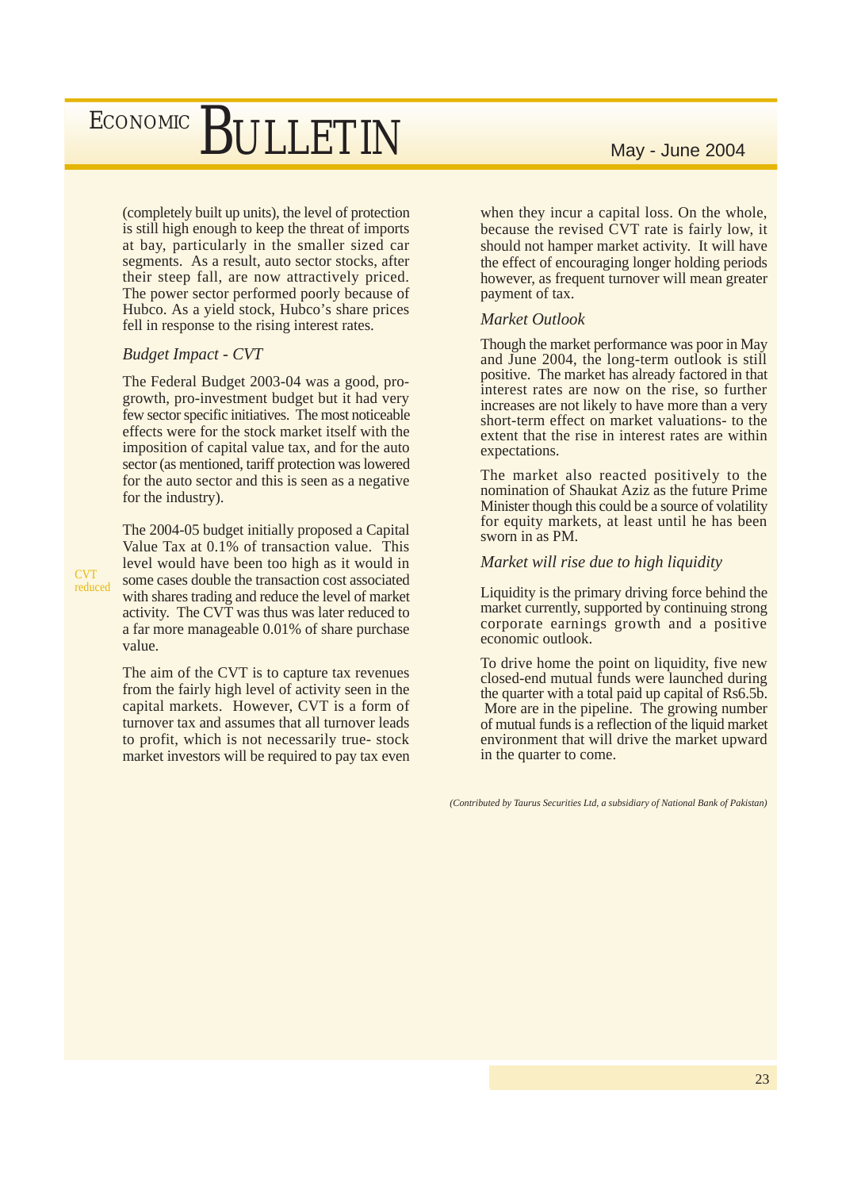(completely built up units), the level of protection is still high enough to keep the threat of imports at bay, particularly in the smaller sized car segments. As a result, auto sector stocks, after their steep fall, are now attractively priced. The power sector performed poorly because of Hubco. As a yield stock, Hubco's share prices fell in response to the rising interest rates.

### *Budget Impact - CVT*

The Federal Budget 2003-04 was a good, pro-growth, pro-investment budget but it had very few sector specific initiatives. The most noticeable effects were for the stock market itself with the imposition of capital value tax, and for the auto sector (as mentioned, tariff protection was lowered for the auto sector and this is seen as a negative for the industry).

CVT reduced

The 2004-05 budget initially proposed a Capital Value Tax at 0.1% of transaction value. This level would have been too high as it would in some cases double the transaction cost associated with shares trading and reduce the level of market activity. The CVT was thus was later reduced to a far more manageable 0.01% of share purchase value.

The aim of the CVT is to capture tax revenues from the fairly high level of activity seen in the capital markets. However, CVT is a form of turnover tax and assumes that all turnover leads to profit, which is not necessarily true- stock market investors will be required to pay tax even when they incur a capital loss. On the whole, because the revised CVT rate is fairly low, it should not hamper market activity. It will have the effect of encouraging longer holding periods however, as frequent turnover will mean greater payment of tax.

### *Market Outlook*

Though the market performance was poor in May and June 2004, the long-term outlook is still positive. The market has already factored in that interest rates are now on the rise, so further increases are not likely to have more than a very short-term effect on market valuations- to the extent that the rise in interest rates are within expectations.

The market also reacted positively to the nomination of Shaukat Aziz as the future Prime Minister though this could be a source of volatility for equity markets, at least until he has been sworn in as PM.

### *Market will rise due to high liquidity*

Liquidity is the primary driving force behind the market currently, supported by continuing strong corporate earnings growth and a positive economic outlook.

To drive home the point on liquidity, five new closed-end mutual funds were launched during the quarter with a total paid up capital of Rs6.5b. More are in the pipeline. The growing number of mutual funds is a reflection of the liquid market environment that will drive the market upward in the quarter to come.

*(Contributed by Taurus Securities Ltd, a subsidiary of National Bank of Pakistan)*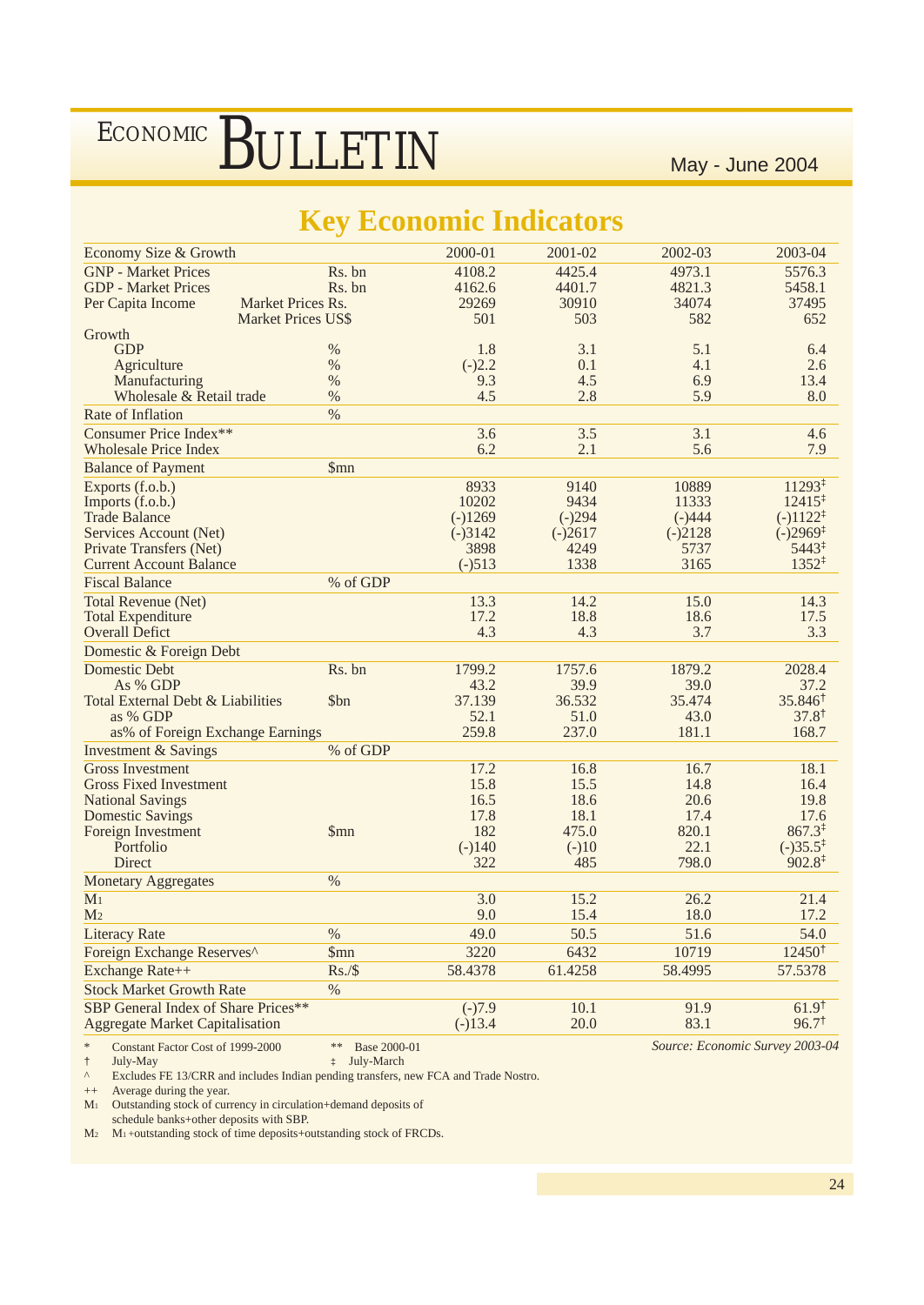# Key Economic Indicators

| Economy Size & Growth | | 2000-01 | 2001-02 | 2002-03 | 2003-04 |
|---|---|---|---|---|---|
| GNP - Market Prices | Rs. bn | 4108.2 | 4425.4 | 4973.1 | 5576.3 |
| GDP - Market Prices | Rs. bn | 4162.6 | 4401.7 | 4821.3 | 5458.1 |
| Per Capita Income | Market Prices Rs. | 29269 | 30910 | 34074 | 37495 |
| | Market Prices US$ | 501 | 503 | 582 | 652 |
| Growth | | | | | |
| GDP | % | 1.8 | 3.1 | 5.1 | 6.4 |
| Agriculture | % | (-)2.2 | 0.1 | 4.1 | 2.6 |
| Manufacturing | % | 9.3 | 4.5 | 6.9 | 13.4 |
| Wholesale & Retail trade | % | 4.5 | 2.8 | 5.9 | 8.0 |
| Rate of Inflation | % | | | | |
| Consumer Price Index** | | 3.6 | 3.5 | 3.1 | 4.6 |
| Wholesale Price Index | | 6.2 | 2.1 | 5.6 | 7.9 |
| Balance of Payment | $mn | | | | |
| Exports (f.o.b.) | | 8933 | 9140 | 10889 | 11293‡ |
| Imports (f.o.b.) | | 10202 | 9434 | 11333 | 12415‡ |
| Trade Balance | | (-)1269 | (-)294 | (-)444 | (-)1122‡ |
| Services Account (Net) | | (-)3142 | (-)2617 | (-)2128 | (-)2969‡ |
| Private Transfers (Net) | | 3898 | 4249 | 5737 | 5443‡ |
| Current Account Balance | | (-)513 | 1338 | 3165 | 1352‡ |
| Fiscal Balance | % of GDP | | | | |
| Total Revenue (Net) | | 13.3 | 14.2 | 15.0 | 14.3 |
| Total Expenditure | | 17.2 | 18.8 | 18.6 | 17.5 |
| Overall Defict | | 4.3 | 4.3 | 3.7 | 3.3 |
| Domestic & Foreign Debt | | | | | |
| Domestic Debt | Rs. bn | 1799.2 | 1757.6 | 1879.2 | 2028.4 |
| As % GDP | | 43.2 | 39.9 | 39.0 | 37.2 |
| Total External Debt & Liabilities | $bn | 37.139 | 36.532 | 35.474 | 35.846† |
| as % GDP | | 52.1 | 51.0 | 43.0 | 37.8† |
| as% of Foreign Exchange Earnings | | 259.8 | 237.0 | 181.1 | 168.7 |
| Investment & Savings | % of GDP | | | | |
| Gross Investment | | 17.2 | 16.8 | 16.7 | 18.1 |
| Gross Fixed Investment | | 15.8 | 15.5 | 14.8 | 16.4 |
| National Savings | | 16.5 | 18.6 | 20.6 | 19.8 |
| Domestic Savings | | 17.8 | 18.1 | 17.4 | 17.6 |
| Foreign Investment | $mn | 182 | 475.0 | 820.1 | 867.3‡ |
| Portfolio | | (-)140 | (-)10 | 22.1 | (-)35.5‡ |
| Direct | | 322 | 485 | 798.0 | 902.8‡ |
| Monetary Aggregates | % | | | | |
| $M_1$ | | 3.0 | 15.2 | 26.2 | 21.4 |
| $M_2$ | | 9.0 | 15.4 | 18.0 | 17.2 |
| Literacy Rate | % | 49.0 | 50.5 | 51.6 | 54.0 |
| Foreign Exchange Reserves^ | $mn | 3220 | 6432 | 10719 | 12450† |
| Exchange Rate++ | Rs./$ | 58.4378 | 61.4258 | 58.4995 | 57.5378 |
| Stock Market Growth Rate | % | | | | |
| SBP General Index of Share Prices** | | (-)7.9 | 10.1 | 91.9 | 61.9† |
| Aggregate Market Capitalisation | | (-)13.4 | 20.0 | 83.1 | 96.7† |

\* Constant Factor Cost of 1999-2000 ** Base 2000-01

† July-May ‡ July-March

^ Excludes FE 13/CRR and includes Indian pending transfers, new FCA and Trade Nostro.

++ Average during the year.

$M_1$ Outstanding stock of currency in circulation+demand deposits of schedule banks+other deposits with SBP.

$M_2$ $M_1$ +outstanding stock of time deposits+outstanding stock of FRCDs.

*Source: Economic Survey 2003-04*